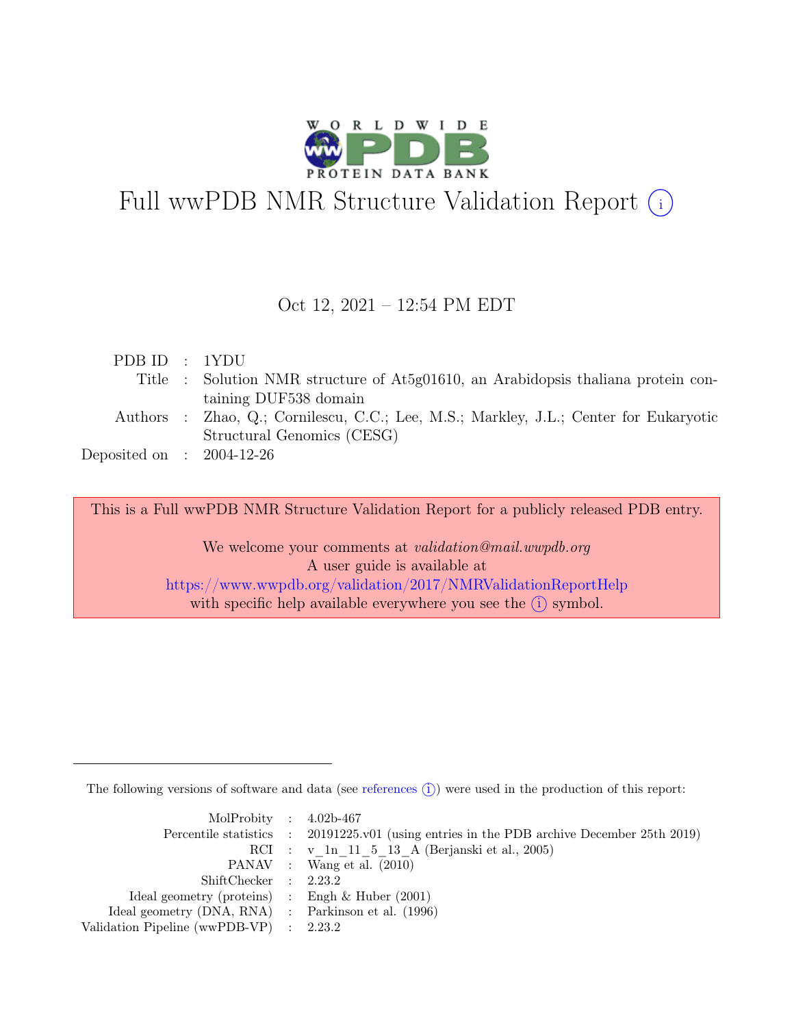# Full wwPDB NMR Structure Validation Report (i)

Oct 12, 2021 – 12:54 PM EDT

| | | |
|---|---|---|
| PDB ID | : | 1YDU |
| Title | : | Solution NMR structure of At5g01610, an Arabidopsis thaliana protein containing DUF538 domain |
| Authors | : | Zhao, Q.; Cornilescu, C.C.; Lee, M.S.; Markley, J.L.; Center for Eukaryotic Structural Genomics (CESG) |
| Deposited on | : | 2004-12-26 |

This is a Full wwPDB NMR Structure Validation Report for a publicly released PDB entry.

We welcome your comments at *validation@mail.wwpdb.org*
A user guide is available at
https://www.wwpdb.org/validation/2017/NMRValidationReportHelp
with specific help available everywhere you see the (i) symbol.

The following versions of software and data (see references (i)) were used in the production of this report:

| | | |
|---|---|---|
| MolProbity | : | 4.02b-467 |
| Percentile statistics | : | 20191225.v01 (using entries in the PDB archive December 25th 2019) |
| RCI | : | v_1n_11_5_13_A (Berjanski et al., 2005) |
| PANAV | : | Wang et al. (2010) |
| ShiftChecker | : | 2.23.2 |
| Ideal geometry (proteins) | : | Engh & Huber (2001) |
| Ideal geometry (DNA, RNA) | : | Parkinson et al. (1996) |
| Validation Pipeline (wwPDB-VP) | : | 2.23.2 |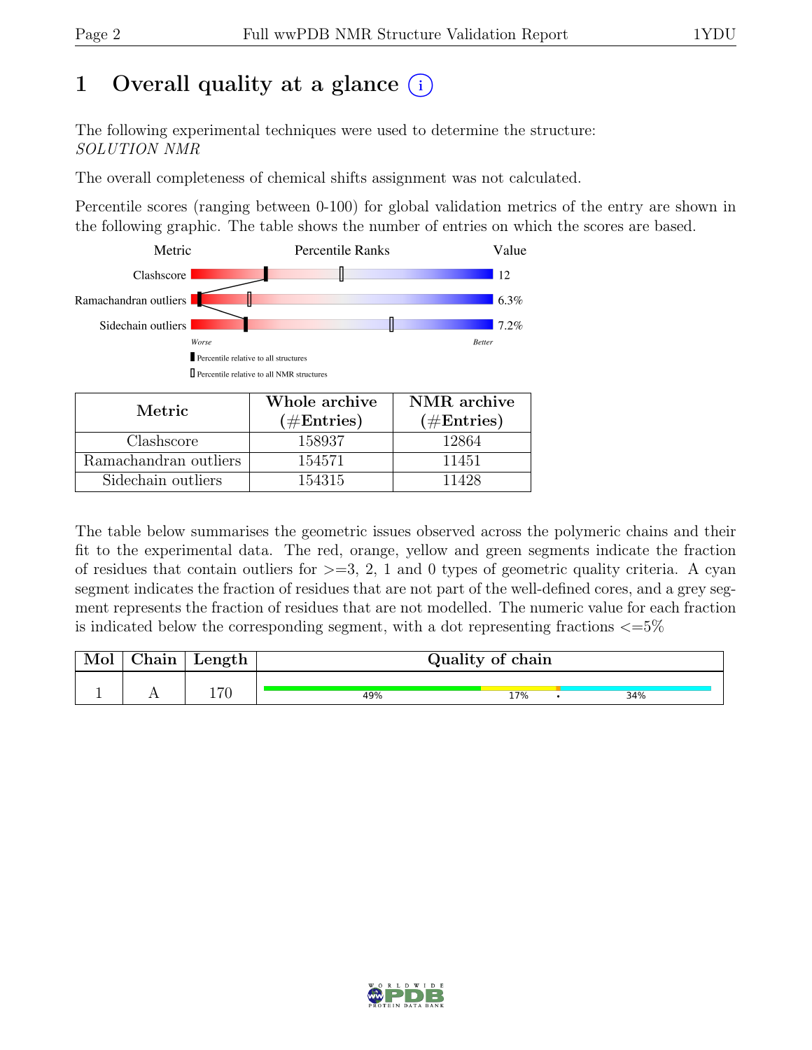# 1 Overall quality at a glance (i)

The following experimental techniques were used to determine the structure:
*SOLUTION NMR*

The overall completeness of chemical shifts assignment was not calculated.

Percentile scores (ranging between 0-100) for global validation metrics of the entry are shown in the following graphic. The table shows the number of entries on which the scores are based.

| Metric | Value |
|---|---|
| Clashscore | 12 |
| Ramachandran outliers | 6.3% |
| Sidechain outliers | 7.2% |

Worse ← Percentile Ranks → Better

■ Percentile relative to all structures
□ Percentile relative to all NMR structures

| Metric | Whole archive (#Entries) | NMR archive (#Entries) |
|---|---|---|
| Clashscore | 158937 | 12864 |
| Ramachandran outliers | 154571 | 11451 |
| Sidechain outliers | 154315 | 11428 |

The table below summarises the geometric issues observed across the polymeric chains and their fit to the experimental data. The red, orange, yellow and green segments indicate the fraction of residues that contain outliers for >=3, 2, 1 and 0 types of geometric quality criteria. A cyan segment indicates the fraction of residues that are not part of the well-defined cores, and a grey segment represents the fraction of residues that are not modelled. The numeric value for each fraction is indicated below the corresponding segment, with a dot representing fractions <=5%

| Mol | Chain | Length | Quality of chain |
|---|---|---|---|
| 1 | A | 170 | 49% · 17% · • · 34% |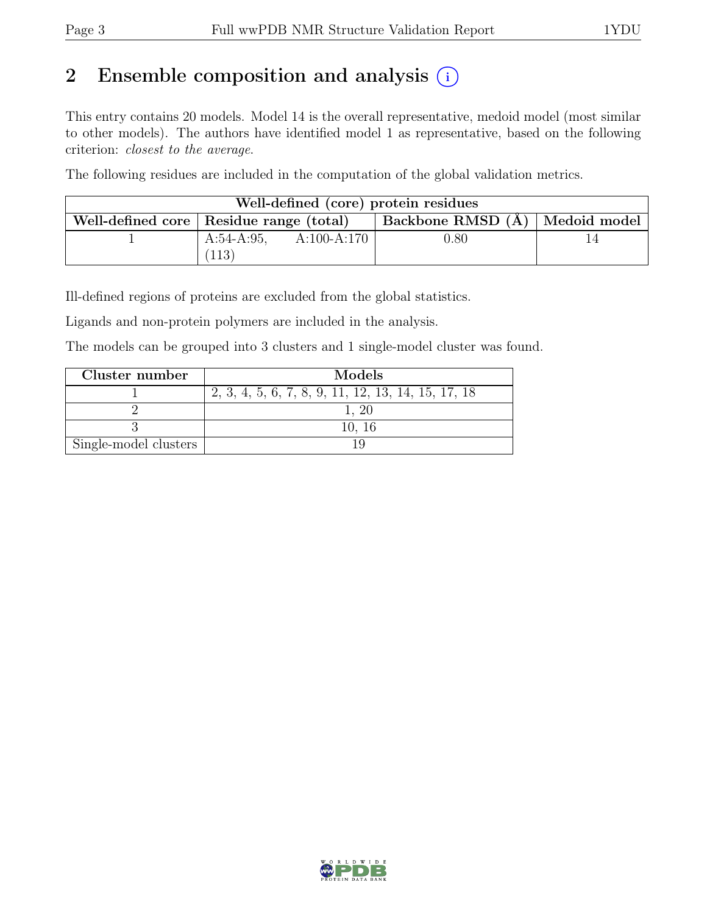# 2 Ensemble composition and analysis (i)

This entry contains 20 models. Model 14 is the overall representative, medoid model (most similar to other models). The authors have identified model 1 as representative, based on the following criterion: *closest to the average*.

The following residues are included in the computation of the global validation metrics.

| Well-defined (core) protein residues | | | |
|---|---|---|---|
| Well-defined core | Residue range (total) | Backbone RMSD (Å) | Medoid model |
| 1 | A:54-A:95, A:100-A:170 (113) | 0.80 | 14 |

Ill-defined regions of proteins are excluded from the global statistics.

Ligands and non-protein polymers are included in the analysis.

The models can be grouped into 3 clusters and 1 single-model cluster was found.

| Cluster number | Models |
|---|---|
| 1 | 2, 3, 4, 5, 6, 7, 8, 9, 11, 12, 13, 14, 15, 17, 18 |
| 2 | 1, 20 |
| 3 | 10, 16 |
| Single-model clusters | 19 |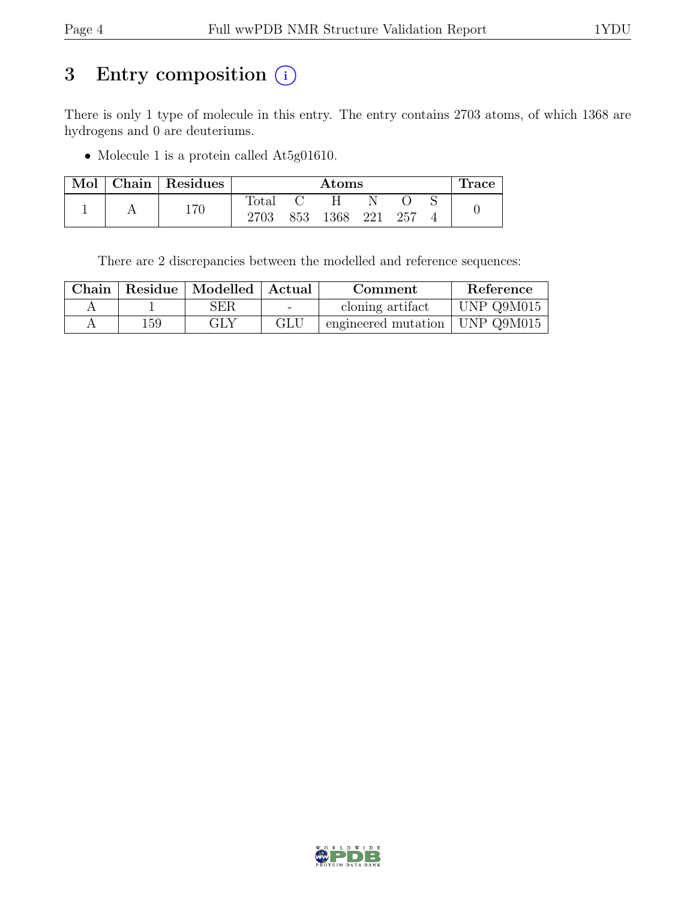# 3 Entry composition (i)

There is only 1 type of molecule in this entry. The entry contains 2703 atoms, of which 1368 are hydrogens and 0 are deuteriums.

- Molecule 1 is a protein called At5g01610.

| Mol | Chain | Residues | Atoms | | | | | | Trace |
|---|---|---|---|---|---|---|---|---|---|
| | | | Total | C | H | N | O | S | |
| 1 | A | 170 | 2703 | 853 | 1368 | 221 | 257 | 4 | 0 |

There are 2 discrepancies between the modelled and reference sequences:

| Chain | Residue | Modelled | Actual | Comment | Reference |
|---|---|---|---|---|---|
| A | 1 | SER | - | cloning artifact | UNP Q9M015 |
| A | 159 | GLY | GLU | engineered mutation | UNP Q9M015 |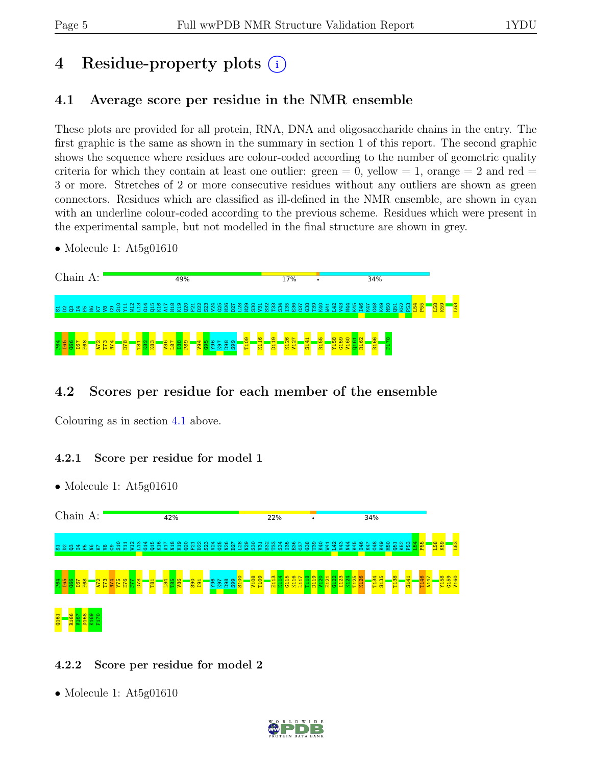# 4 Residue-property plots

## 4.1 Average score per residue in the NMR ensemble

These plots are provided for all protein, RNA, DNA and oligosaccharide chains in the entry. The first graphic is the same as shown in the summary in section 1 of this report. The second graphic shows the sequence where residues are colour-coded according to the number of geometric quality criteria for which they contain at least one outlier: green = 0, yellow = 1, orange = 2 and red = 3 or more. Stretches of 2 or more consecutive residues without any outliers are shown as green connectors. Residues which are classified as ill-defined in the NMR ensemble, are shown in cyan with an underline colour-coded according to the previous scheme. Residues which were present in the experimental sample, but not modelled in the final structure are shown in grey.

- Molecule 1: At5g01610

Chain A: 49% 17% • 34%

S1 D2 Q3 I4 F5 N6 K7 V8 G9 S10 Y11 W12 L13 G14 Q15 K16 A17 N18 K19 Q20 F21 D22 S23 V24 G25 N26 D27 L28 N29 S30 V31 S32 T33 S34 I35 E36 G37 G38 T39 K40 W41 L42 V43 N44 K45 I46 K47 G48 K49 M50 Q51 K52 P53 L54 P55 L58 K59 L63 P64 I65 G66 I67 F68 A72 T73 N74 D78 T81 K82 K83 V86 L87 I88 P89 V94 G95 Y96 K97 D98 S99 T109 K116 D119 K126 V127 S141 R155 Y158 G159 V160 Q161 R162 R166 F170

## 4.2 Scores per residue for each member of the ensemble

Colouring as in section 4.1 above.

### 4.2.1 Score per residue for model 1

- Molecule 1: At5g01610

Chain A: 42% 22% • 34%

S1 D2 Q3 I4 F5 N6 K7 V8 G9 S10 Y11 W12 L13 G14 Q15 K16 A17 N18 K19 Q20 F21 D22 S23 V24 G25 N26 D27 L28 N29 S30 V31 S32 T33 S34 I35 E36 G37 G38 T39 K40 W41 L42 V43 N44 K45 I46 K47 G48 K49 M50 Q51 K52 P53 L54 P55 L58 K59 L63 P64 I65 G66 I67 F68 A72 T73 N74 Y75 E76 F77 D78 T81 L84 T85 V86 S90 I91 Y96 K97 D98 S99 S100 V108 T109 E113 K114 G115 K116 L117 T118 D119 V120 E121 G122 I123 K124 T125 K126 T134 S135 T138 S141 T146 A147 Y158 G159 V160 Q161 R166 V167 D168 K169 F170

### 4.2.2 Score per residue for model 2

- Molecule 1: At5g01610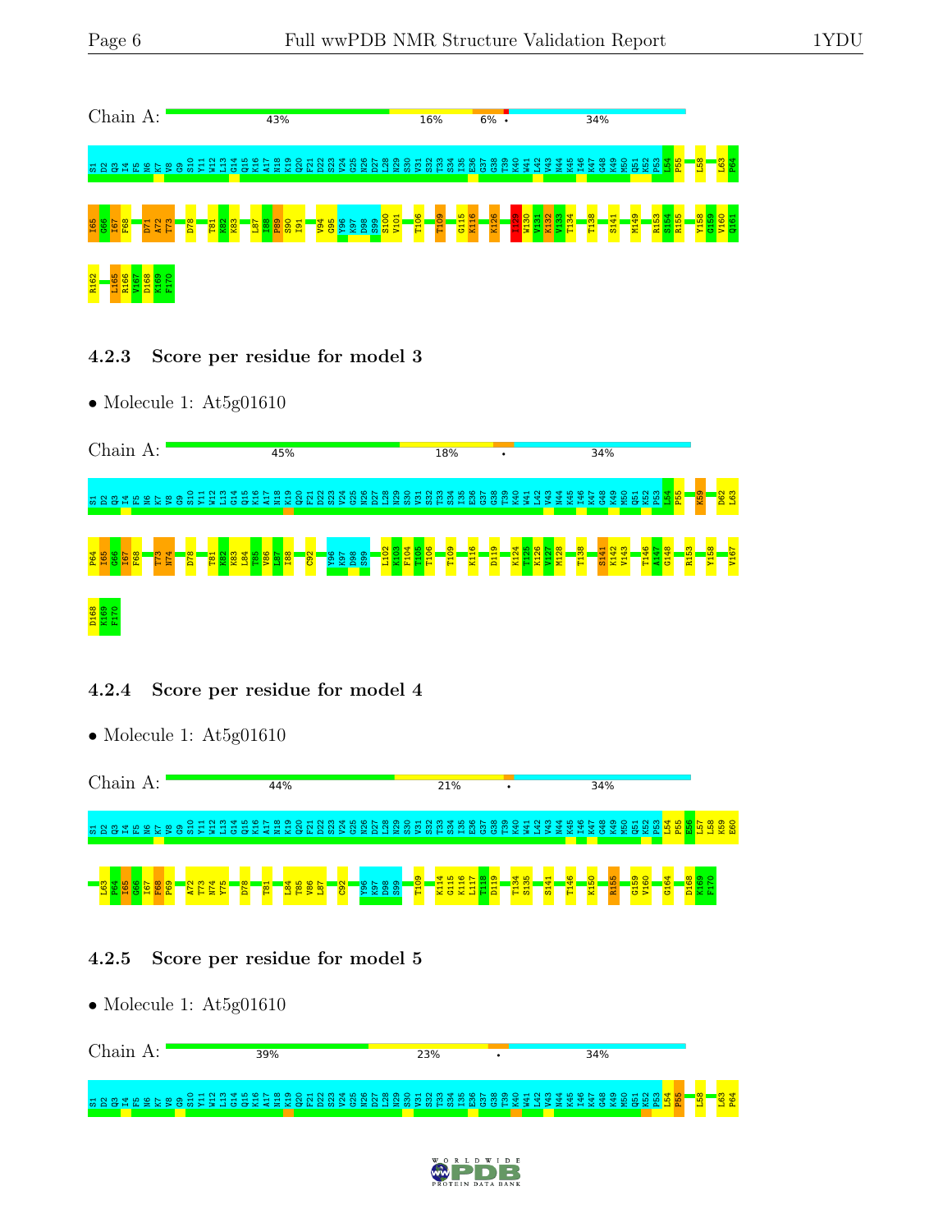Chain A: 43% | 16% | 6% | • | 34%

S1 D2 Q3 I4 F5 N6 K7 V8 G9 S10 Y11 W12 L13 G14 Q15 K16 A17 N18 K19 Q20 F21 D22 S23 V24 G25 N26 D27 L28 N29 S30 V31 S32 T33 S34 I35 E36 G37 G38 T39 K40 W41 L42 V43 N44 K45 I46 K47 G48 K49 M50 Q51 K52 P53 L54 P55 L58 L63 P64

I65 G66 I67 F68 D71 A72 T73 D78 T81 K82 K83 L87 I88 P89 S90 I91 V94 G95 Y96 K97 D98 S99 S100 V101 T106 T109 G115 K116 K126 N129 W130 V131 K132 V133 T134 T138 S141 M149 R153 S154 K155 Y158 G159 V160 Q161

R162 L165 R166 V167 D168 K169 F170

### 4.2.3 Score per residue for model 3

- Molecule 1: At5g01610

Chain A: 45% | 18% | • | 34%

S1 D2 Q3 I4 F5 N6 K7 V8 G9 S10 Y11 W12 L13 G14 Q15 K16 A17 N18 K19 Q20 F21 D22 S23 V24 G25 N26 D27 L28 N29 S30 V31 S32 T33 S34 I35 E36 G37 G38 T39 K40 W41 L42 V43 N44 K45 I46 K47 G48 K49 M50 Q51 K52 P53 L54 P55 K59 D62 L63

P64 I65 G66 I67 F68 T73 N74 D78 T81 K82 K83 L84 T85 V86 L87 I88 C92 Y96 K97 D98 S99 L102 K103 F104 T105 T106 T109 K116 D119 K124 T125 K126 V127 M128 T138 S141 K142 V143 T146 A147 G148 R153 Y158 V167

D168 K169 F170

### 4.2.4 Score per residue for model 4

- Molecule 1: At5g01610

Chain A: 44% | 21% | • | 34%

S1 D2 Q3 I4 F5 N6 K7 V8 G9 S10 Y11 W12 L13 G14 Q15 K16 A17 N18 K19 Q20 F21 D22 S23 V24 G25 N26 D27 L28 N29 S30 V31 S32 T33 S34 I35 E36 G37 G38 T39 K40 W41 L42 V43 N44 K45 I46 K47 G48 K49 M50 Q51 K52 P53 L54 P55 E56 L57 L58 K59 E60

L63 P64 I65 G66 I67 F68 P69 A72 T73 N74 Y75 D78 T81 L84 T85 V86 L87 C92 Y96 K97 D98 S99 T109 K114 G115 K116 L117 T118 D119 T134 S135 S141 T146 K150 R155 G159 V160 G164 D168 K169 F170

### 4.2.5 Score per residue for model 5

- Molecule 1: At5g01610

Chain A: 39% | 23% | • | 34%

S1 D2 Q3 I4 F5 N6 K7 V8 G9 S10 Y11 W12 L13 G14 Q15 K16 A17 N18 K19 Q20 F21 D22 S23 V24 G25 N26 D27 L28 N29 S30 V31 S32 T33 S34 I35 E36 G37 G38 T39 K40 W41 L42 V43 N44 K45 I46 K47 G48 K49 M50 Q51 K52 P53 L54 P55 L58 L63 P64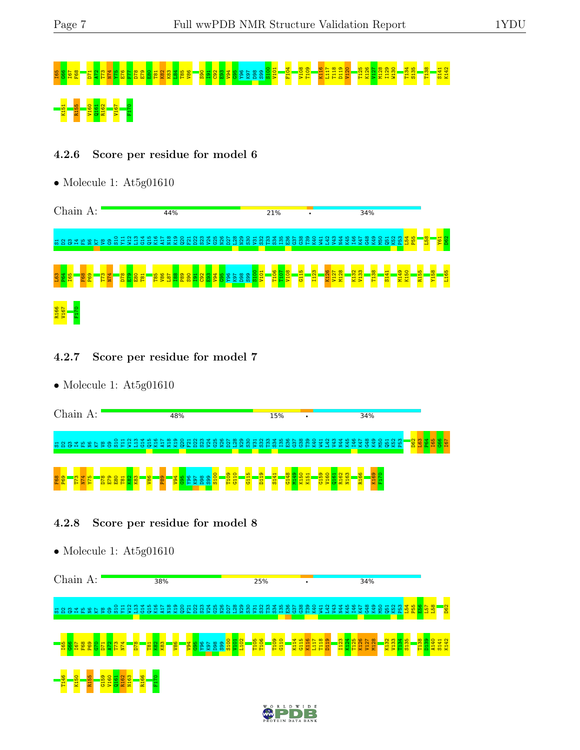I65 G66 I67 F68 D71 A72 T73 N74 Y75 E76 F77 D78 E79 E80 T81 K82 K83 L84 T85 V86 S90 I91 C92 E93 V94 G95 Y96 K97 D98 S99 S100 V101 F104 V108 T109 K116 L117 T118 D119 V120 T125 K126 V127 M128 I129 W130 T134 S135 T138 S141 K142

K151 R155 V160 Q161 R162 V167 F170

### 4.2.6 Score per residue for model 6

- Molecule 1: At5g01610

Chain A: 44% | 21% | • | 34%

S1 D2 Q3 I4 F5 N6 K7 V8 G9 S10 Y11 W12 L13 G14 Q15 K16 A17 N18 K19 Q20 F21 D22 S23 V24 G25 N26 D27 L28 N29 S30 V31 S32 T33 S34 I35 E36 G37 G38 T39 K40 W41 L42 V43 N44 K45 I46 K47 G48 K49 M50 Q51 K52 P53 L54 P55 L58 Y61 D62

L63 P64 I65 F68 P69 T73 N74 D78 E79 E80 T81 T85 V86 L87 I88 P89 S90 I91 C92 E93 V94 G95 Y96 K97 D98 S99 S100 V101 T106 T107 V108 G115 I123 K126 V127 M128 K132 V133 T138 S141 M149 K150 R155 Y158 L165

R166 V167 F170

### 4.2.7 Score per residue for model 7

- Molecule 1: At5g01610

Chain A: 48% | 15% | • | 34%

S1 D2 Q3 I4 F5 N6 K7 V8 G9 S10 Y11 W12 L13 G14 Q15 K16 A17 N18 K19 Q20 F21 D22 S23 V24 G25 N26 D27 L28 N29 S30 V31 S32 T33 S34 I35 E36 G37 G38 T39 K40 W41 L42 V43 N44 K45 I46 K47 G48 K49 M50 Q51 K52 P53 D62 L63 P64 I65 G66 I67

F68 P69 T73 N74 Y75 D78 E79 E80 T81 K82 K83 V86 P89 V94 G95 Y96 K97 D98 S99 S100 T109 G110 G115 D119 S141 G148 M149 K150 K151 G159 V160 Q161 R162 N163 R166 K169 F170

### 4.2.8 Score per residue for model 8

- Molecule 1: At5g01610

Chain A: 38% | 25% | • | 34%

S1 D2 Q3 I4 F5 N6 K7 V8 G9 S10 Y11 W12 L13 G14 Q15 K16 A17 N18 K19 Q20 F21 D22 S23 V24 G25 N26 D27 L28 N29 S30 V31 S32 T33 S34 I35 E36 G37 G38 T39 K40 W41 L42 V43 N44 K45 I46 K47 G48 K49 M50 Q51 K52 P53 L54 P55 E56 L57 L58 D62

I65 G66 I67 F68 P69 G70 D71 A72 T73 N74 D78 T81 K82 K83 V86 V94 G95 Y96 K97 D98 S99 S100 V101 L102 T105 T106 T109 G110 K114 G115 K116 L117 T118 D119 I123 K124 T125 K126 V127 M128 K132 V133 T134 S135 T138 D139 A140 S141 K142

T146 K150 R155 G159 V160 Q161 R162 N163 R166 F170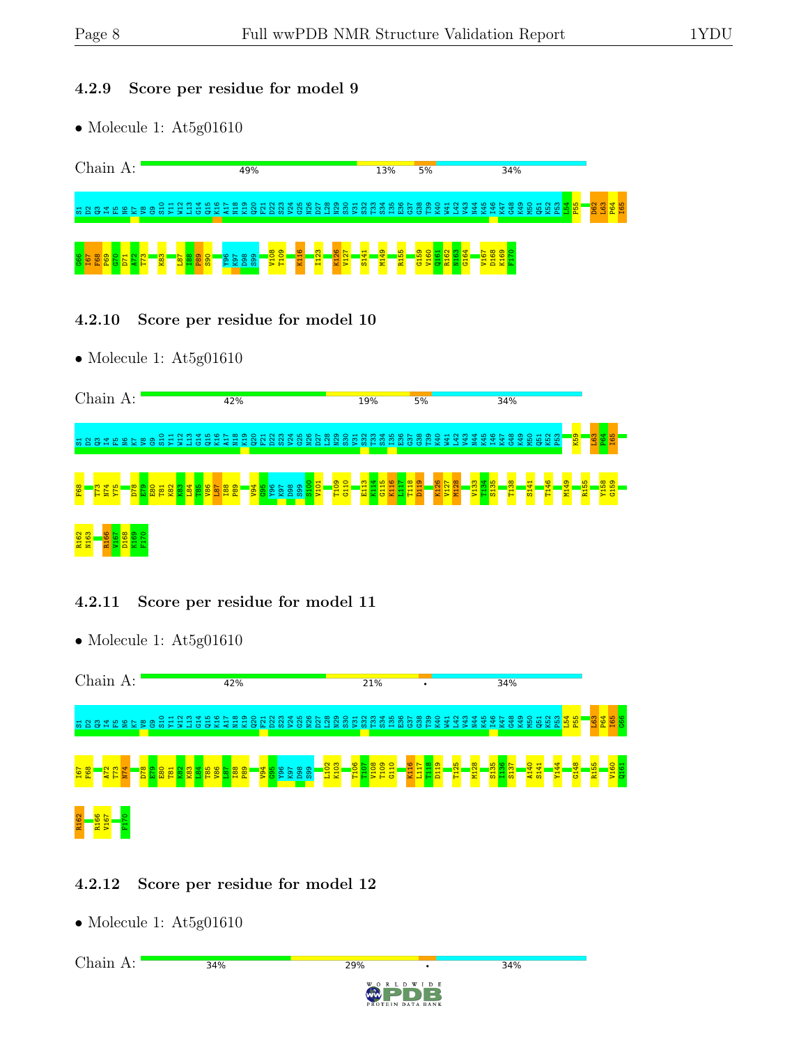### 4.2.9 Score per residue for model 9

- Molecule 1: At5g01610

Chain A: 49% 13% 5% 34%

S1 D2 Q3 I4 F5 N6 K7 V8 G9 S10 Y11 W12 L13 G14 Q15 K16 A17 N18 K19 Q20 F21 D22 S23 V24 G25 N26 D27 L28 N29 S30 V31 S32 T33 S34 I35 E36 G37 G38 T39 K40 W41 L42 V43 N44 K45 I46 K47 G48 K49 M50 Q51 K52 P53 L54 P55 D62 L63 P64 I65 G66 I67 F68 P69 G70 D71 A72 T73 K83 L87 I88 P89 S90 Y96 K97 D98 S99 V108 T109 K116 I123 K126 V127 S141 M149 R155 G159 V160 Q161 R162 N163 G164 V167 D168 K169 F170

### 4.2.10 Score per residue for model 10

- Molecule 1: At5g01610

Chain A: 42% 19% 5% 34%

S1 D2 Q3 I4 F5 N6 K7 V8 G9 S10 Y11 W12 L13 G14 Q15 K16 A17 N18 K19 Q20 F21 D22 S23 V24 G25 N26 D27 L28 N29 S30 V31 S32 T33 S34 I35 E36 G37 G38 T39 K40 W41 L42 V43 N44 K45 I46 K47 G48 K49 M50 Q51 K52 P53 K59 L63 P64 I65 F68 T73 N74 Y75 D78 E79 E80 T81 K82 K83 L84 T85 V86 L87 I88 P89 V94 G95 Y96 K97 D98 S99 S100 V101 T109 G110 E113 K114 G115 K116 L117 T118 D119 K126 V127 M128 V133 T134 S135 T138 S141 T146 M149 R155 Y158 G159 R162 N163 R166 V167 D168 K169 F170

### 4.2.11 Score per residue for model 11

- Molecule 1: At5g01610

Chain A: 42% 21% • 34%

S1 D2 Q3 I4 F5 N6 K7 V8 G9 S10 Y11 W12 L13 G14 Q15 K16 A17 N18 K19 Q20 F21 D22 S23 V24 G25 N26 D27 L28 N29 S30 V31 S32 T33 S34 I35 E36 G37 G38 T39 K40 W41 L42 V43 N44 K45 I46 K47 G48 K49 M50 Q51 K52 P53 L54 P55 L63 P64 I65 G66 I67 F68 A72 T73 N74 D78 E79 E80 T81 K82 K83 L84 T85 V86 L87 I88 P89 V94 G95 Y96 K97 D98 S99 L102 K103 T106 T107 V108 T109 G110 K116 L117 T118 D119 T125 M128 S135 I136 S137 A140 S141 Y144 G148 R155 V160 Q161 R162 R166 V167 F170

### 4.2.12 Score per residue for model 12

- Molecule 1: At5g01610

Chain A: 34% 29% • 34%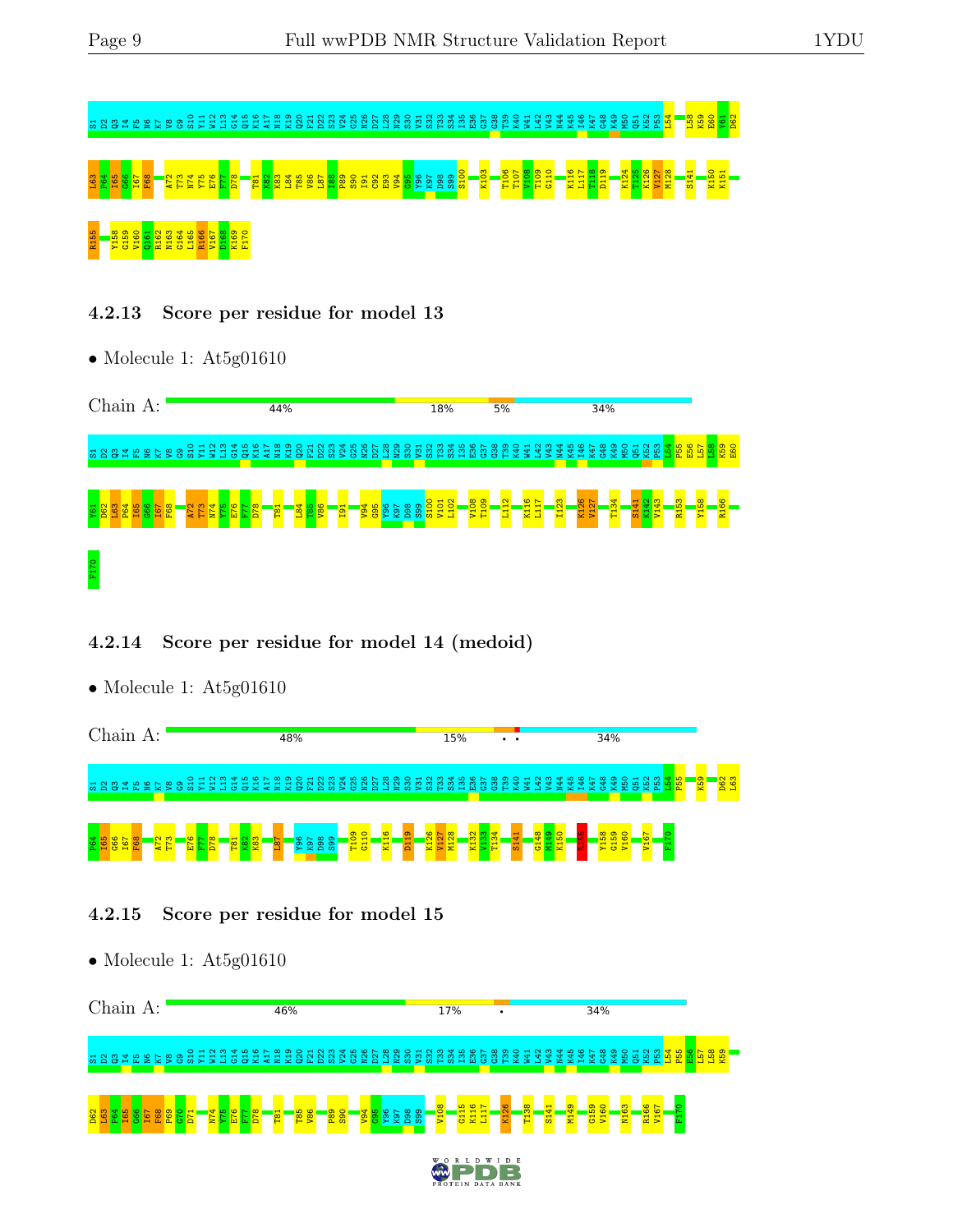S1 D2 Q3 I4 F5 N6 K7 V8 G9 S10 Y11 W12 L13 G14 Q15 K16 A17 N18 K19 Q20 F21 D22 S23 V24 G25 N26 D27 L28 N29 S30 V31 S32 T33 S34 I35 E36 G37 G38 T39 K40 W41 L42 V43 N44 K45 I46 K47 G48 K49 M50 Q51 K52 P53 L54 L58 K59 E60 Y61 D62

L63 P64 I65 G66 I67 F68 A72 T73 N74 Y75 E76 F77 D78 T81 K82 K83 L84 T85 V86 L87 I88 P89 S90 I91 C92 E93 V94 G95 Y96 K97 D98 S99 S100 K103 T106 T107 V108 T109 G110 K116 L117 T118 D119 K124 T125 K126 V127 M128 S141 K150 K151

R155 Y158 G159 V160 Q161 R162 N163 G164 L165 R166 V167 D168 K169 F170

### 4.2.13 Score per residue for model 13

- Molecule 1: At5g01610

Chain A: 44% | 18% | 5% | 34%

S1 D2 Q3 I4 F5 N6 K7 V8 G9 S10 Y11 W12 L13 G14 Q15 K16 A17 N18 K19 Q20 F21 D22 S23 V24 G25 N26 D27 L28 N29 S30 V31 S32 T33 S34 I35 E36 G37 G38 T39 K40 W41 L42 V43 N44 K45 I46 K47 G48 K49 M50 Q51 K52 P53 L54 P55 E56 L57 L58 K59 E60

Y61 D62 L63 P64 I65 G66 I67 F68 A72 T73 N74 Y75 E76 F77 D78 T81 L84 T85 V86 I91 V94 G95 Y96 K97 D98 S99 S100 V101 L102 V108 T109 L112 K116 L117 I123 K126 V127 T134 S141 K142 V143 R153 Y158 R166

F170

### 4.2.14 Score per residue for model 14 (medoid)

- Molecule 1: At5g01610

Chain A: 48% | 15% | • • | 34%

S1 D2 Q3 I4 F5 N6 K7 V8 G9 S10 Y11 W12 L13 G14 Q15 K16 A17 N18 K19 Q20 F21 D22 S23 V24 G25 N26 D27 L28 N29 S30 V31 S32 T33 S34 I35 E36 G37 G38 T39 K40 W41 L42 V43 N44 K45 I46 K47 G48 K49 M50 Q51 K52 P53 L54 P55 K59 D62 L63

P64 I65 G66 I67 F68 A72 T73 E76 F77 D78 T81 K82 K83 L87 Y96 K97 D98 S99 T109 G110 K116 D119 K126 V127 M128 K132 V133 T134 S141 G148 M149 K150 R155 Y158 G159 V160 V167 F170

### 4.2.15 Score per residue for model 15

- Molecule 1: At5g01610

Chain A: 46% | 17% | • | 34%

S1 D2 Q3 I4 F5 N6 K7 V8 G9 S10 Y11 W12 L13 G14 Q15 K16 A17 N18 K19 Q20 F21 D22 S23 V24 G25 N26 D27 L28 N29 S30 V31 S32 T33 S34 I35 E36 G37 G38 T39 K40 W41 L42 V43 N44 K45 I46 K47 G48 K49 M50 Q51 K52 P53 L54 P55 E56 L57 L58 K59

D62 L63 P64 I65 G66 I67 F68 P69 G70 D71 N74 Y75 E76 F77 D78 T81 T85 V86 P89 S90 V94 G95 Y96 K97 D98 S99 V108 G115 K116 L117 K126 T138 S141 M149 G159 V160 N163 R166 V167 F170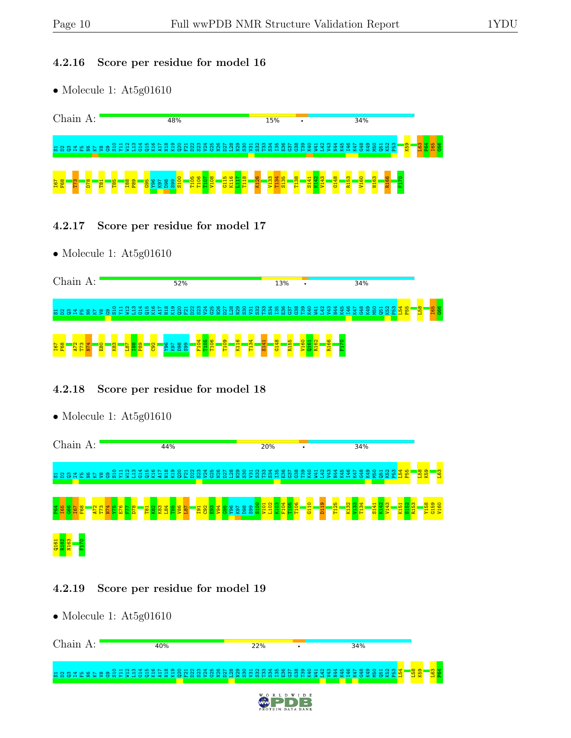### 4.2.16 Score per residue for model 16

- Molecule 1: At5g01610

Chain A: 48% 15% • 34%

S1 D2 Q3 I4 F5 N6 K7 V8 G9 S10 Y11 W12 L13 G14 Q15 K16 A17 N18 K19 Q20 F21 D22 S23 V24 G25 N26 D27 L28 N29 S30 V31 S32 T33 S34 I35 E36 G37 G38 T39 K40 W41 L42 V43 N44 K45 I46 K47 G48 K49 M50 Q51 K52 P53 K59 L63 P64 I65 G66 I67 F68 T73 D78 T81 T85 I88 P89 G95 Y96 K97 D98 S99 S100 T105 T106 T107 V108 G115 K116 L117 T118 K126 V133 T134 S135 T138 S141 K142 V143 G148 R153 V160 N163 R166 F170

### 4.2.17 Score per residue for model 17

- Molecule 1: At5g01610

Chain A: 52% 13% • 34%

S1 D2 Q3 I4 F5 N6 K7 V8 G9 S10 Y11 W12 L13 G14 Q15 K16 A17 N18 K19 Q20 F21 D22 S23 V24 G25 N26 D27 L28 N29 S30 V31 S32 T33 S34 I35 E36 G37 G38 T39 K40 W41 L42 V43 N44 K45 I46 K47 G48 K49 M50 Q51 K52 P53 L54 P55 L58 I65 G66 I67 F68 A72 T73 N74 E80 K83 L87 I88 P89 C92 Y96 K97 D98 S99 F104 T105 T106 T109 K116 T134 S141 G148 R155 V160 Q161 R162 R166 F170

### 4.2.18 Score per residue for model 18

- Molecule 1: At5g01610

Chain A: 44% 20% • 34%

S1 D2 Q3 I4 F5 N6 K7 V8 G9 S10 Y11 W12 L13 G14 Q15 K16 A17 N18 K19 Q20 F21 D22 S23 V24 G25 N26 D27 L28 N29 S30 V31 S32 T33 S34 I35 E36 G37 G38 T39 K40 W41 L42 V43 N44 K45 I46 K47 G48 K49 M50 Q51 K52 P53 L54 P55 L58 K59 L63 P64 I65 G66 I67 F68 A72 T73 N74 Y75 E76 F77 D78 T81 K82 K83 L84 T85 V86 L87 I91 C92 E93 V94 G95 Y96 K97 D98 S99 S100 V101 L102 K103 F104 T105 T106 G110 D119 T125 K132 V133 T134 S141 K142 V143 K151 S152 R153 Y158 G159 V160 Q161 R162 N163 F170

### 4.2.19 Score per residue for model 19

- Molecule 1: At5g01610

Chain A: 40% 22% • 34%

S1 D2 Q3 I4 F5 N6 K7 V8 G9 S10 Y11 W12 L13 G14 Q15 K16 A17 N18 K19 Q20 F21 D22 S23 V24 G25 N26 D27 L28 N29 S30 V31 S32 T33 S34 I35 E36 G37 G38 T39 K40 W41 L42 V43 N44 K45 I46 K47 G48 K49 M50 Q51 K52 P53 L54 L58 K59 L63 P64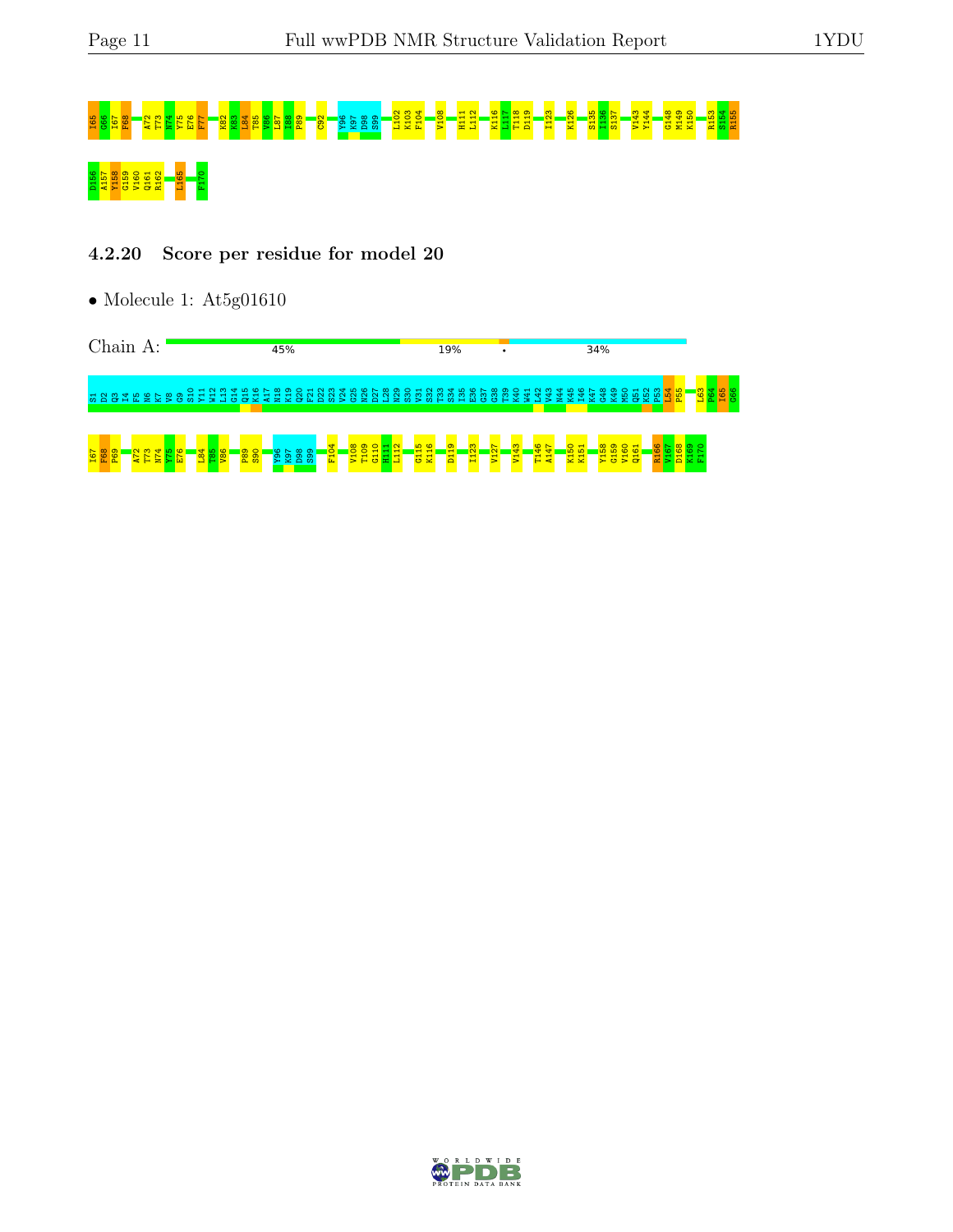I65 G66 I67 F68 A72 T73 N74 Y75 E76 F77 K82 K83 L84 T85 V86 L87 I88 P89 C92 Y96 K97 D98 S99 L102 K103 F104 V108 H111 L112 K116 L117 T118 D119 I123 K126 S135 I136 S137 V143 Y144 G148 M149 K150 R153 S154 R155

D156 A157 Y158 G159 V160 Q161 R162 L165 F170

### 4.2.20 Score per residue for model 20

- Molecule 1: At5g01610

Chain A: 45% 19% • 34%

S1 D2 Q3 I4 F5 N6 K7 V8 G9 S10 Y11 W12 L13 G14 Q15 K16 A17 K18 K19 Q20 F21 D22 S23 V24 G25 N26 D27 L28 N29 S30 V31 S32 T33 S34 I35 E36 G37 G38 T39 K40 W41 L42 V43 N44 K45 I46 K47 G48 K49 M50 Q51 K52 P53 L54 P55 L63 P64 I65 G66

I67 F68 P69 A72 T73 N74 Y75 E76 L84 T85 V86 P89 S90 Y96 K97 D98 S99 F104 V108 T109 G110 H111 L112 G115 K116 D119 I123 V127 V143 T146 A147 K150 K151 Y158 G159 V160 Q161 R166 V167 D168 K169 F170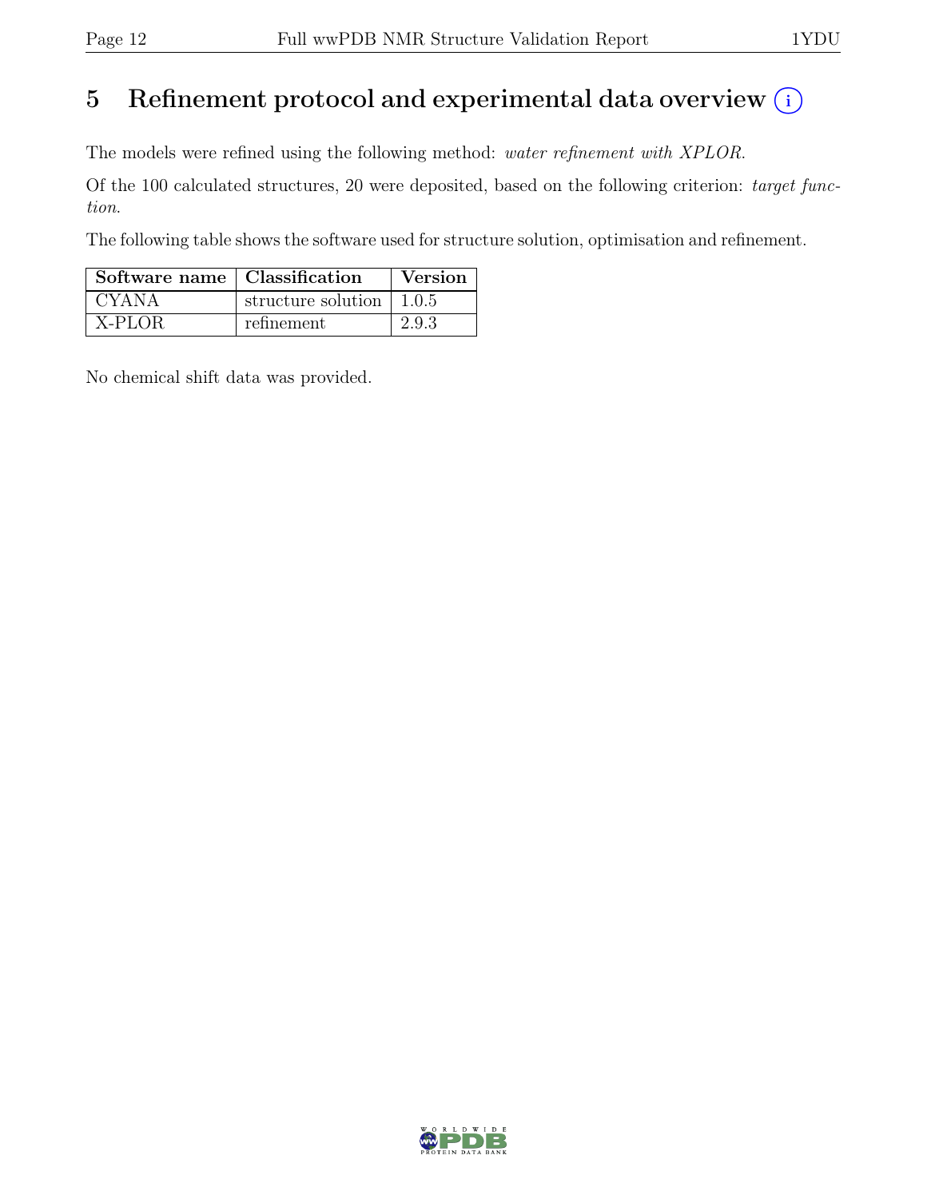# 5 Refinement protocol and experimental data overview (i)

The models were refined using the following method: *water refinement with XPLOR*.

Of the 100 calculated structures, 20 were deposited, based on the following criterion: *target function*.

The following table shows the software used for structure solution, optimisation and refinement.

| Software name | Classification | Version |
|---|---|---|
| CYANA | structure solution | 1.0.5 |
| X-PLOR | refinement | 2.9.3 |

No chemical shift data was provided.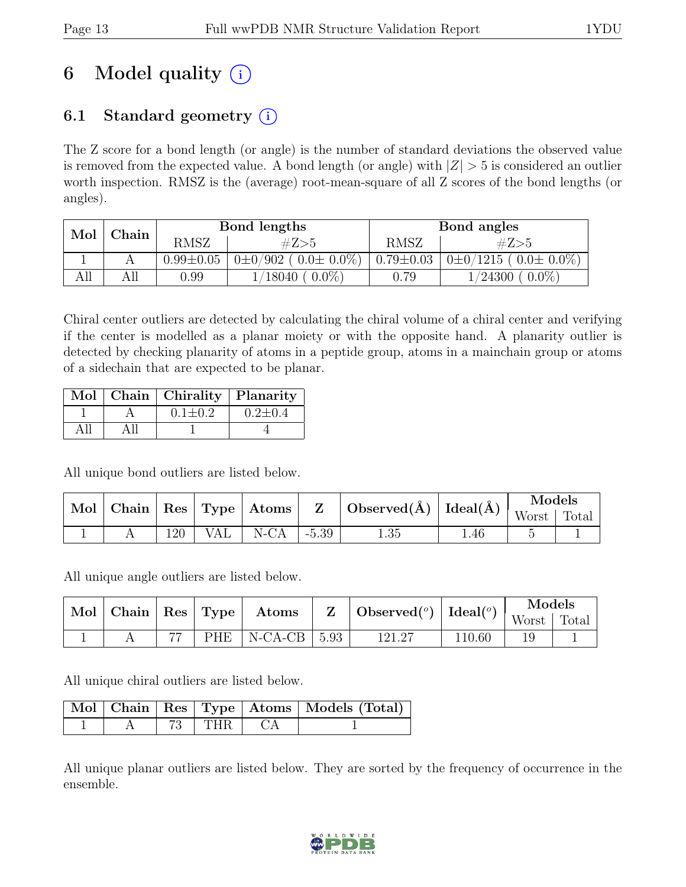# 6 Model quality (i)

## 6.1 Standard geometry (i)

The Z score for a bond length (or angle) is the number of standard deviations the observed value is removed from the expected value. A bond length (or angle) with $|Z| > 5$ is considered an outlier worth inspection. RMSZ is the (average) root-mean-square of all Z scores of the bond lengths (or angles).

| Mol | Chain | Bond lengths | | Bond angles | |
|---|---|---|---|---|---|
| | | RMSZ | #Z>5 | RMSZ | #Z>5 |
| 1 | A | 0.99±0.05 | 0±0/902 ( 0.0± 0.0%) | 0.79±0.03 | 0±0/1215 ( 0.0± 0.0%) |
| All | All | 0.99 | 1/18040 ( 0.0%) | 0.79 | 1/24300 ( 0.0%) |

Chiral center outliers are detected by calculating the chiral volume of a chiral center and verifying if the center is modelled as a planar moiety or with the opposite hand. A planarity outlier is detected by checking planarity of atoms in a peptide group, atoms in a mainchain group or atoms of a sidechain that are expected to be planar.

| Mol | Chain | Chirality | Planarity |
|---|---|---|---|
| 1 | A | 0.1±0.2 | 0.2±0.4 |
| All | All | 1 | 4 |

All unique bond outliers are listed below.

| Mol | Chain | Res | Type | Atoms | Z | Observed(Å) | Ideal(Å) | Models | |
|---|---|---|---|---|---|---|---|---|---|
| | | | | | | | | Worst | Total |
| 1 | A | 120 | VAL | N-CA | -5.39 | 1.35 | 1.46 | 5 | 1 |

All unique angle outliers are listed below.

| Mol | Chain | Res | Type | Atoms | Z | Observed(°) | Ideal(°) | Models | |
|---|---|---|---|---|---|---|---|---|---|
| | | | | | | | | Worst | Total |
| 1 | A | 77 | PHE | N-CA-CB | 5.93 | 121.27 | 110.60 | 19 | 1 |

All unique chiral outliers are listed below.

| Mol | Chain | Res | Type | Atoms | Models (Total) |
|---|---|---|---|---|---|
| 1 | A | 73 | THR | CA | 1 |

All unique planar outliers are listed below. They are sorted by the frequency of occurrence in the ensemble.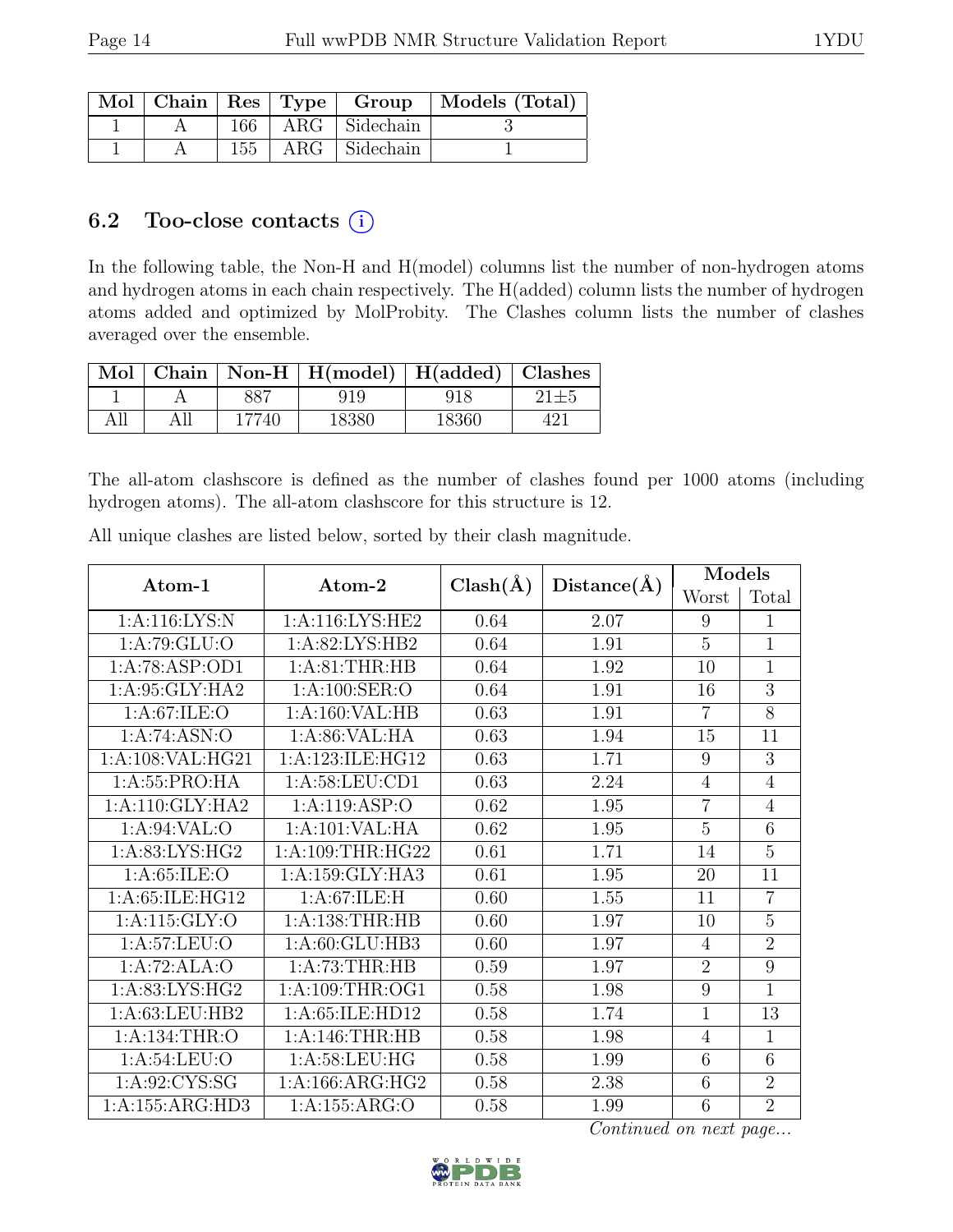| Mol | Chain | Res | Type | Group | Models (Total) |
|---|---|---|---|---|---|
| 1 | A | 166 | ARG | Sidechain | 3 |
| 1 | A | 155 | ARG | Sidechain | 1 |

## 6.2 Too-close contacts (i)

In the following table, the Non-H and H(model) columns list the number of non-hydrogen atoms and hydrogen atoms in each chain respectively. The H(added) column lists the number of hydrogen atoms added and optimized by MolProbity. The Clashes column lists the number of clashes averaged over the ensemble.

| Mol | Chain | Non-H | H(model) | H(added) | Clashes |
|---|---|---|---|---|---|
| 1 | A | 887 | 919 | 918 | 21±5 |
| All | All | 17740 | 18380 | 18360 | 421 |

The all-atom clashscore is defined as the number of clashes found per 1000 atoms (including hydrogen atoms). The all-atom clashscore for this structure is 12.

All unique clashes are listed below, sorted by their clash magnitude.

| Atom-1 | Atom-2 | Clash(Å) | Distance(Å) | Models | |
|---|---|---|---|---|---|
| | | | | Worst | Total |
| 1:A:116:LYS:N | 1:A:116:LYS:HE2 | 0.64 | 2.07 | 9 | 1 |
| 1:A:79:GLU:O | 1:A:82:LYS:HB2 | 0.64 | 1.91 | 5 | 1 |
| 1:A:78:ASP:OD1 | 1:A:81:THR:HB | 0.64 | 1.92 | 10 | 1 |
| 1:A:95:GLY:HA2 | 1:A:100:SER:O | 0.64 | 1.91 | 16 | 3 |
| 1:A:67:ILE:O | 1:A:160:VAL:HB | 0.63 | 1.91 | 7 | 8 |
| 1:A:74:ASN:O | 1:A:86:VAL:HA | 0.63 | 1.94 | 15 | 11 |
| 1:A:108:VAL:HG21 | 1:A:123:ILE:HG12 | 0.63 | 1.71 | 9 | 3 |
| 1:A:55:PRO:HA | 1:A:58:LEU:CD1 | 0.63 | 2.24 | 4 | 4 |
| 1:A:110:GLY:HA2 | 1:A:119:ASP:O | 0.62 | 1.95 | 7 | 4 |
| 1:A:94:VAL:O | 1:A:101:VAL:HA | 0.62 | 1.95 | 5 | 6 |
| 1:A:83:LYS:HG2 | 1:A:109:THR:HG22 | 0.61 | 1.71 | 14 | 5 |
| 1:A:65:ILE:O | 1:A:159:GLY:HA3 | 0.61 | 1.95 | 20 | 11 |
| 1:A:65:ILE:HG12 | 1:A:67:ILE:H | 0.60 | 1.55 | 11 | 7 |
| 1:A:115:GLY:O | 1:A:138:THR:HB | 0.60 | 1.97 | 10 | 5 |
| 1:A:57:LEU:O | 1:A:60:GLU:HB3 | 0.60 | 1.97 | 4 | 2 |
| 1:A:72:ALA:O | 1:A:73:THR:HB | 0.59 | 1.97 | 2 | 9 |
| 1:A:83:LYS:HG2 | 1:A:109:THR:OG1 | 0.58 | 1.98 | 9 | 1 |
| 1:A:63:LEU:HB2 | 1:A:65:ILE:HD12 | 0.58 | 1.74 | 1 | 13 |
| 1:A:134:THR:O | 1:A:146:THR:HB | 0.58 | 1.98 | 4 | 1 |
| 1:A:54:LEU:O | 1:A:58:LEU:HG | 0.58 | 1.99 | 6 | 6 |
| 1:A:92:CYS:SG | 1:A:166:ARG:HG2 | 0.58 | 2.38 | 6 | 2 |
| 1:A:155:ARG:HD3 | 1:A:155:ARG:O | 0.58 | 1.99 | 6 | 2 |

*Continued on next page...*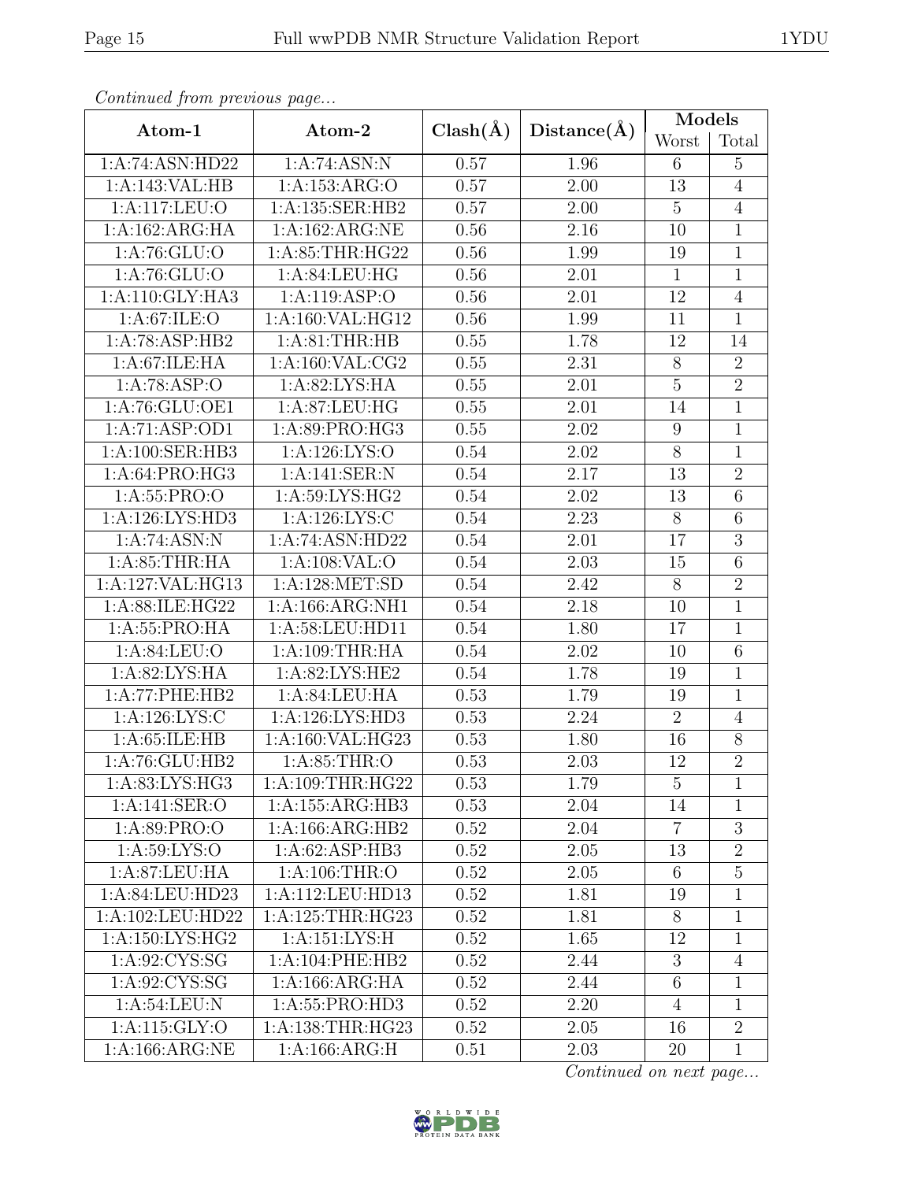*Continued from previous page...*

| Atom-1 | Atom-2 | Clash(Å) | Distance(Å) | Models | |
|---|---|---|---|---|---|
| | | | | Worst | Total |
| 1:A:74:ASN:HD22 | 1:A:74:ASN:N | 0.57 | 1.96 | 6 | 5 |
| 1:A:143:VAL:HB | 1:A:153:ARG:O | 0.57 | 2.00 | 13 | 4 |
| 1:A:117:LEU:O | 1:A:135:SER:HB2 | 0.57 | 2.00 | 5 | 4 |
| 1:A:162:ARG:HA | 1:A:162:ARG:NE | 0.56 | 2.16 | 10 | 1 |
| 1:A:76:GLU:O | 1:A:85:THR:HG22 | 0.56 | 1.99 | 19 | 1 |
| 1:A:76:GLU:O | 1:A:84:LEU:HG | 0.56 | 2.01 | 1 | 1 |
| 1:A:110:GLY:HA3 | 1:A:119:ASP:O | 0.56 | 2.01 | 12 | 4 |
| 1:A:67:ILE:O | 1:A:160:VAL:HG12 | 0.56 | 1.99 | 11 | 1 |
| 1:A:78:ASP:HB2 | 1:A:81:THR:HB | 0.55 | 1.78 | 12 | 14 |
| 1:A:67:ILE:HA | 1:A:160:VAL:CG2 | 0.55 | 2.31 | 8 | 2 |
| 1:A:78:ASP:O | 1:A:82:LYS:HA | 0.55 | 2.01 | 5 | 2 |
| 1:A:76:GLU:OE1 | 1:A:87:LEU:HG | 0.55 | 2.01 | 14 | 1 |
| 1:A:71:ASP:OD1 | 1:A:89:PRO:HG3 | 0.55 | 2.02 | 9 | 1 |
| 1:A:100:SER:HB3 | 1:A:126:LYS:O | 0.54 | 2.02 | 8 | 1 |
| 1:A:64:PRO:HG3 | 1:A:141:SER:N | 0.54 | 2.17 | 13 | 2 |
| 1:A:55:PRO:O | 1:A:59:LYS:HG2 | 0.54 | 2.02 | 13 | 6 |
| 1:A:126:LYS:HD3 | 1:A:126:LYS:C | 0.54 | 2.23 | 8 | 6 |
| 1:A:74:ASN:N | 1:A:74:ASN:HD22 | 0.54 | 2.01 | 17 | 3 |
| 1:A:85:THR:HA | 1:A:108:VAL:O | 0.54 | 2.03 | 15 | 6 |
| 1:A:127:VAL:HG13 | 1:A:128:MET:SD | 0.54 | 2.42 | 8 | 2 |
| 1:A:88:ILE:HG22 | 1:A:166:ARG:NH1 | 0.54 | 2.18 | 10 | 1 |
| 1:A:55:PRO:HA | 1:A:58:LEU:HD11 | 0.54 | 1.80 | 17 | 1 |
| 1:A:84:LEU:O | 1:A:109:THR:HA | 0.54 | 2.02 | 10 | 6 |
| 1:A:82:LYS:HA | 1:A:82:LYS:HE2 | 0.54 | 1.78 | 19 | 1 |
| 1:A:77:PHE:HB2 | 1:A:84:LEU:HA | 0.53 | 1.79 | 19 | 1 |
| 1:A:126:LYS:C | 1:A:126:LYS:HD3 | 0.53 | 2.24 | 2 | 4 |
| 1:A:65:ILE:HB | 1:A:160:VAL:HG23 | 0.53 | 1.80 | 16 | 8 |
| 1:A:76:GLU:HB2 | 1:A:85:THR:O | 0.53 | 2.03 | 12 | 2 |
| 1:A:83:LYS:HG3 | 1:A:109:THR:HG22 | 0.53 | 1.79 | 5 | 1 |
| 1:A:141:SER:O | 1:A:155:ARG:HB3 | 0.53 | 2.04 | 14 | 1 |
| 1:A:89:PRO:O | 1:A:166:ARG:HB2 | 0.52 | 2.04 | 7 | 3 |
| 1:A:59:LYS:O | 1:A:62:ASP:HB3 | 0.52 | 2.05 | 13 | 2 |
| 1:A:87:LEU:HA | 1:A:106:THR:O | 0.52 | 2.05 | 6 | 5 |
| 1:A:84:LEU:HD23 | 1:A:112:LEU:HD13 | 0.52 | 1.81 | 19 | 1 |
| 1:A:102:LEU:HD22 | 1:A:125:THR:HG23 | 0.52 | 1.81 | 8 | 1 |
| 1:A:150:LYS:HG2 | 1:A:151:LYS:H | 0.52 | 1.65 | 12 | 1 |
| 1:A:92:CYS:SG | 1:A:104:PHE:HB2 | 0.52 | 2.44 | 3 | 4 |
| 1:A:92:CYS:SG | 1:A:166:ARG:HA | 0.52 | 2.44 | 6 | 1 |
| 1:A:54:LEU:N | 1:A:55:PRO:HD3 | 0.52 | 2.20 | 4 | 1 |
| 1:A:115:GLY:O | 1:A:138:THR:HG23 | 0.52 | 2.05 | 16 | 2 |
| 1:A:166:ARG:NE | 1:A:166:ARG:H | 0.51 | 2.03 | 20 | 1 |

*Continued on next page...*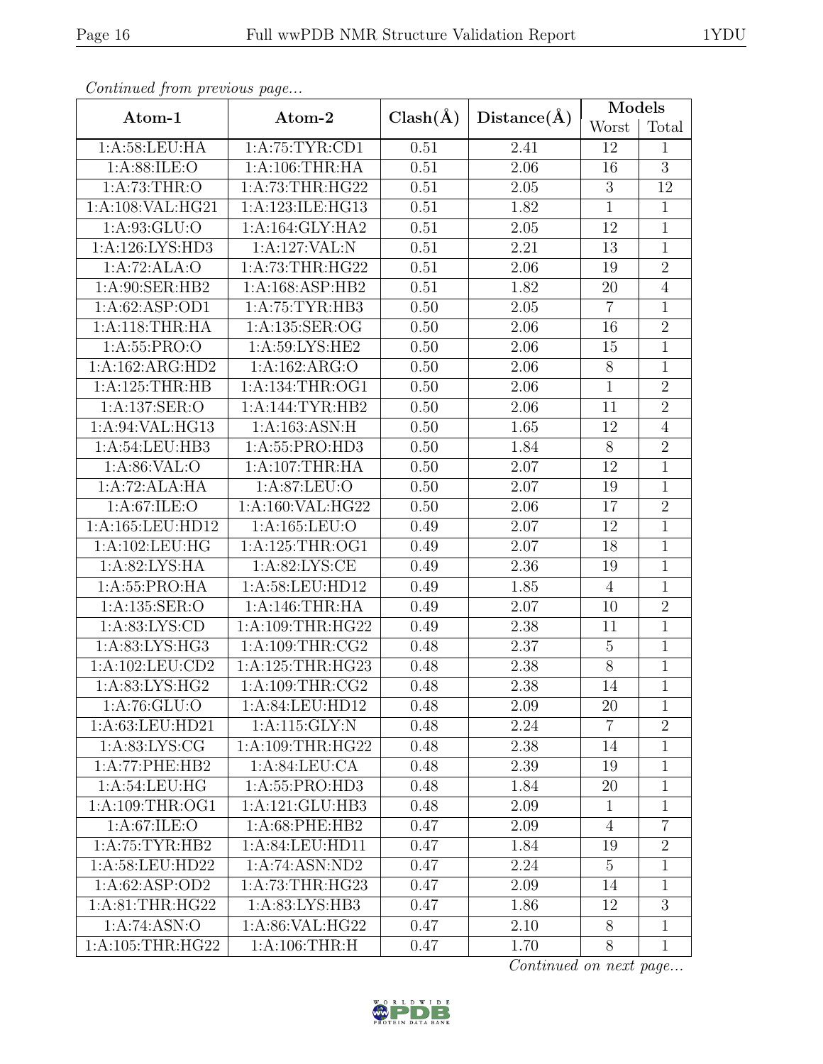*Continued from previous page...*

| Atom-1 | Atom-2 | Clash(Å) | Distance(Å) | Models | |
|---|---|---|---|---|---|
| | | | | Worst | Total |
| 1:A:58:LEU:HA | 1:A:75:TYR:CD1 | 0.51 | 2.41 | 12 | 1 |
| 1:A:88:ILE:O | 1:A:106:THR:HA | 0.51 | 2.06 | 16 | 3 |
| 1:A:73:THR:O | 1:A:73:THR:HG22 | 0.51 | 2.05 | 3 | 12 |
| 1:A:108:VAL:HG21 | 1:A:123:ILE:HG13 | 0.51 | 1.82 | 1 | 1 |
| 1:A:93:GLU:O | 1:A:164:GLY:HA2 | 0.51 | 2.05 | 12 | 1 |
| 1:A:126:LYS:HD3 | 1:A:127:VAL:N | 0.51 | 2.21 | 13 | 1 |
| 1:A:72:ALA:O | 1:A:73:THR:HG22 | 0.51 | 2.06 | 19 | 2 |
| 1:A:90:SER:HB2 | 1:A:168:ASP:HB2 | 0.51 | 1.82 | 20 | 4 |
| 1:A:62:ASP:OD1 | 1:A:75:TYR:HB3 | 0.50 | 2.05 | 7 | 1 |
| 1:A:118:THR:HA | 1:A:135:SER:OG | 0.50 | 2.06 | 16 | 2 |
| 1:A:55:PRO:O | 1:A:59:LYS:HE2 | 0.50 | 2.06 | 15 | 1 |
| 1:A:162:ARG:HD2 | 1:A:162:ARG:O | 0.50 | 2.06 | 8 | 1 |
| 1:A:125:THR:HB | 1:A:134:THR:OG1 | 0.50 | 2.06 | 1 | 2 |
| 1:A:137:SER:O | 1:A:144:TYR:HB2 | 0.50 | 2.06 | 11 | 2 |
| 1:A:94:VAL:HG13 | 1:A:163:ASN:H | 0.50 | 1.65 | 12 | 4 |
| 1:A:54:LEU:HB3 | 1:A:55:PRO:HD3 | 0.50 | 1.84 | 8 | 2 |
| 1:A:86:VAL:O | 1:A:107:THR:HA | 0.50 | 2.07 | 12 | 1 |
| 1:A:72:ALA:HA | 1:A:87:LEU:O | 0.50 | 2.07 | 19 | 1 |
| 1:A:67:ILE:O | 1:A:160:VAL:HG22 | 0.50 | 2.06 | 17 | 2 |
| 1:A:165:LEU:HD12 | 1:A:165:LEU:O | 0.49 | 2.07 | 12 | 1 |
| 1:A:102:LEU:HG | 1:A:125:THR:OG1 | 0.49 | 2.07 | 18 | 1 |
| 1:A:82:LYS:HA | 1:A:82:LYS:CE | 0.49 | 2.36 | 19 | 1 |
| 1:A:55:PRO:HA | 1:A:58:LEU:HD12 | 0.49 | 1.85 | 4 | 1 |
| 1:A:135:SER:O | 1:A:146:THR:HA | 0.49 | 2.07 | 10 | 2 |
| 1:A:83:LYS:CD | 1:A:109:THR:HG22 | 0.49 | 2.38 | 11 | 1 |
| 1:A:83:LYS:HG3 | 1:A:109:THR:CG2 | 0.48 | 2.37 | 5 | 1 |
| 1:A:102:LEU:CD2 | 1:A:125:THR:HG23 | 0.48 | 2.38 | 8 | 1 |
| 1:A:83:LYS:HG2 | 1:A:109:THR:CG2 | 0.48 | 2.38 | 14 | 1 |
| 1:A:76:GLU:O | 1:A:84:LEU:HD12 | 0.48 | 2.09 | 20 | 1 |
| 1:A:63:LEU:HD21 | 1:A:115:GLY:N | 0.48 | 2.24 | 7 | 2 |
| 1:A:83:LYS:CG | 1:A:109:THR:HG22 | 0.48 | 2.38 | 14 | 1 |
| 1:A:77:PHE:HB2 | 1:A:84:LEU:CA | 0.48 | 2.39 | 19 | 1 |
| 1:A:54:LEU:HG | 1:A:55:PRO:HD3 | 0.48 | 1.84 | 20 | 1 |
| 1:A:109:THR:OG1 | 1:A:121:GLU:HB3 | 0.48 | 2.09 | 1 | 1 |
| 1:A:67:ILE:O | 1:A:68:PHE:HB2 | 0.47 | 2.09 | 4 | 7 |
| 1:A:75:TYR:HB2 | 1:A:84:LEU:HD11 | 0.47 | 1.84 | 19 | 2 |
| 1:A:58:LEU:HD22 | 1:A:74:ASN:ND2 | 0.47 | 2.24 | 5 | 1 |
| 1:A:62:ASP:OD2 | 1:A:73:THR:HG23 | 0.47 | 2.09 | 14 | 1 |
| 1:A:81:THR:HG22 | 1:A:83:LYS:HB3 | 0.47 | 1.86 | 12 | 3 |
| 1:A:74:ASN:O | 1:A:86:VAL:HG22 | 0.47 | 2.10 | 8 | 1 |
| 1:A:105:THR:HG22 | 1:A:106:THR:H | 0.47 | 1.70 | 8 | 1 |

*Continued on next page...*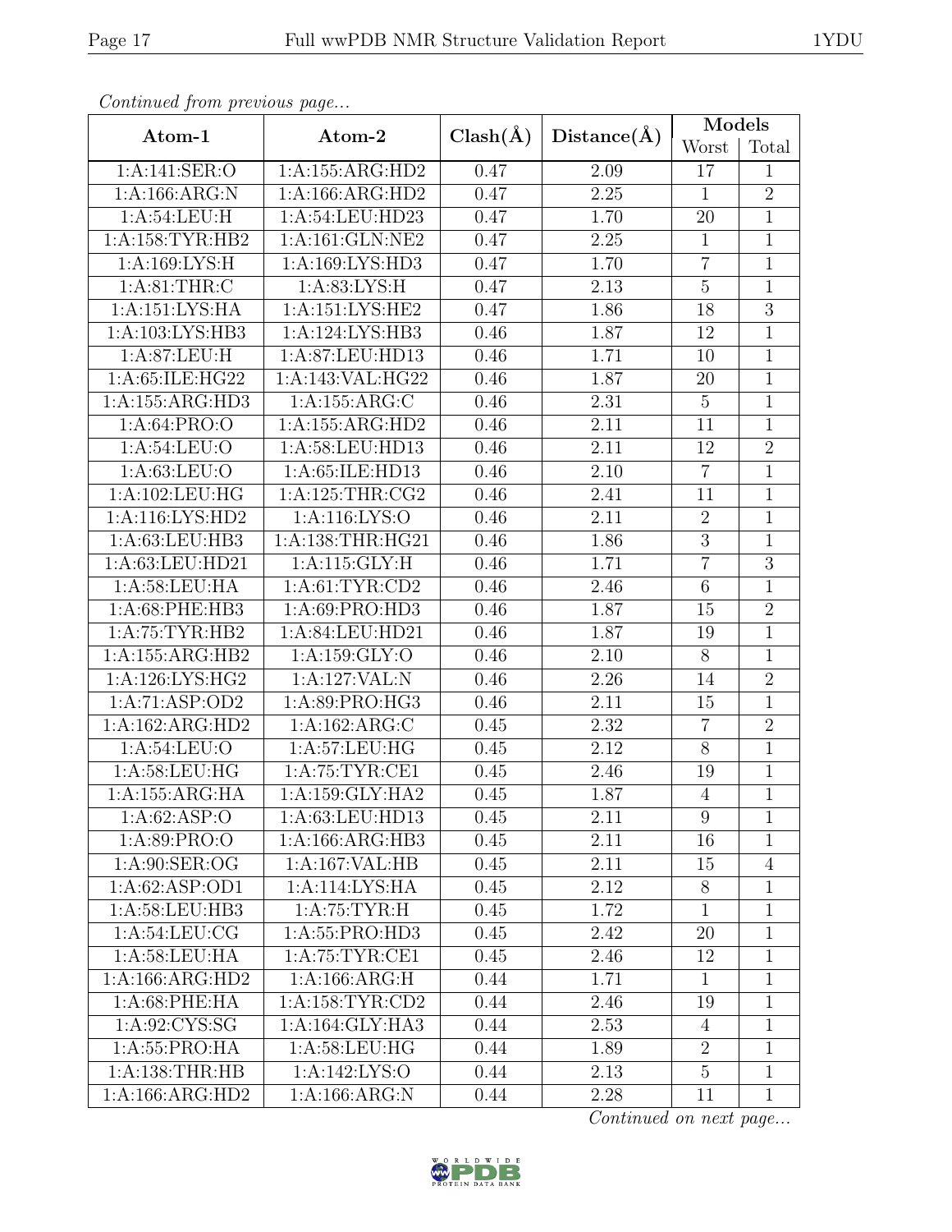*Continued from previous page...*

| Atom-1 | Atom-2 | Clash(Å) | Distance(Å) | Models | |
|---|---|---|---|---|---|
| | | | | Worst | Total |
| 1:A:141:SER:O | 1:A:155:ARG:HD2 | 0.47 | 2.09 | 17 | 1 |
| 1:A:166:ARG:N | 1:A:166:ARG:HD2 | 0.47 | 2.25 | 1 | 2 |
| 1:A:54:LEU:H | 1:A:54:LEU:HD23 | 0.47 | 1.70 | 20 | 1 |
| 1:A:158:TYR:HB2 | 1:A:161:GLN:NE2 | 0.47 | 2.25 | 1 | 1 |
| 1:A:169:LYS:H | 1:A:169:LYS:HD3 | 0.47 | 1.70 | 7 | 1 |
| 1:A:81:THR:C | 1:A:83:LYS:H | 0.47 | 2.13 | 5 | 1 |
| 1:A:151:LYS:HA | 1:A:151:LYS:HE2 | 0.47 | 1.86 | 18 | 3 |
| 1:A:103:LYS:HB3 | 1:A:124:LYS:HB3 | 0.46 | 1.87 | 12 | 1 |
| 1:A:87:LEU:H | 1:A:87:LEU:HD13 | 0.46 | 1.71 | 10 | 1 |
| 1:A:65:ILE:HG22 | 1:A:143:VAL:HG22 | 0.46 | 1.87 | 20 | 1 |
| 1:A:155:ARG:HD3 | 1:A:155:ARG:C | 0.46 | 2.31 | 5 | 1 |
| 1:A:64:PRO:O | 1:A:155:ARG:HD2 | 0.46 | 2.11 | 11 | 1 |
| 1:A:54:LEU:O | 1:A:58:LEU:HD13 | 0.46 | 2.11 | 12 | 2 |
| 1:A:63:LEU:O | 1:A:65:ILE:HD13 | 0.46 | 2.10 | 7 | 1 |
| 1:A:102:LEU:HG | 1:A:125:THR:CG2 | 0.46 | 2.41 | 11 | 1 |
| 1:A:116:LYS:HD2 | 1:A:116:LYS:O | 0.46 | 2.11 | 2 | 1 |
| 1:A:63:LEU:HB3 | 1:A:138:THR:HG21 | 0.46 | 1.86 | 3 | 1 |
| 1:A:63:LEU:HD21 | 1:A:115:GLY:H | 0.46 | 1.71 | 7 | 3 |
| 1:A:58:LEU:HA | 1:A:61:TYR:CD2 | 0.46 | 2.46 | 6 | 1 |
| 1:A:68:PHE:HB3 | 1:A:69:PRO:HD3 | 0.46 | 1.87 | 15 | 2 |
| 1:A:75:TYR:HB2 | 1:A:84:LEU:HD21 | 0.46 | 1.87 | 19 | 1 |
| 1:A:155:ARG:HB2 | 1:A:159:GLY:O | 0.46 | 2.10 | 8 | 1 |
| 1:A:126:LYS:HG2 | 1:A:127:VAL:N | 0.46 | 2.26 | 14 | 2 |
| 1:A:71:ASP:OD2 | 1:A:89:PRO:HG3 | 0.46 | 2.11 | 15 | 1 |
| 1:A:162:ARG:HD2 | 1:A:162:ARG:C | 0.45 | 2.32 | 7 | 2 |
| 1:A:54:LEU:O | 1:A:57:LEU:HG | 0.45 | 2.12 | 8 | 1 |
| 1:A:58:LEU:HG | 1:A:75:TYR:CE1 | 0.45 | 2.46 | 19 | 1 |
| 1:A:155:ARG:HA | 1:A:159:GLY:HA2 | 0.45 | 1.87 | 4 | 1 |
| 1:A:62:ASP:O | 1:A:63:LEU:HD13 | 0.45 | 2.11 | 9 | 1 |
| 1:A:89:PRO:O | 1:A:166:ARG:HB3 | 0.45 | 2.11 | 16 | 1 |
| 1:A:90:SER:OG | 1:A:167:VAL:HB | 0.45 | 2.11 | 15 | 4 |
| 1:A:62:ASP:OD1 | 1:A:114:LYS:HA | 0.45 | 2.12 | 8 | 1 |
| 1:A:58:LEU:HB3 | 1:A:75:TYR:H | 0.45 | 1.72 | 1 | 1 |
| 1:A:54:LEU:CG | 1:A:55:PRO:HD3 | 0.45 | 2.42 | 20 | 1 |
| 1:A:58:LEU:HA | 1:A:75:TYR:CE1 | 0.45 | 2.46 | 12 | 1 |
| 1:A:166:ARG:HD2 | 1:A:166:ARG:H | 0.44 | 1.71 | 1 | 1 |
| 1:A:68:PHE:HA | 1:A:158:TYR:CD2 | 0.44 | 2.46 | 19 | 1 |
| 1:A:92:CYS:SG | 1:A:164:GLY:HA3 | 0.44 | 2.53 | 4 | 1 |
| 1:A:55:PRO:HA | 1:A:58:LEU:HG | 0.44 | 1.89 | 2 | 1 |
| 1:A:138:THR:HB | 1:A:142:LYS:O | 0.44 | 2.13 | 5 | 1 |
| 1:A:166:ARG:HD2 | 1:A:166:ARG:N | 0.44 | 2.28 | 11 | 1 |

*Continued on next page...*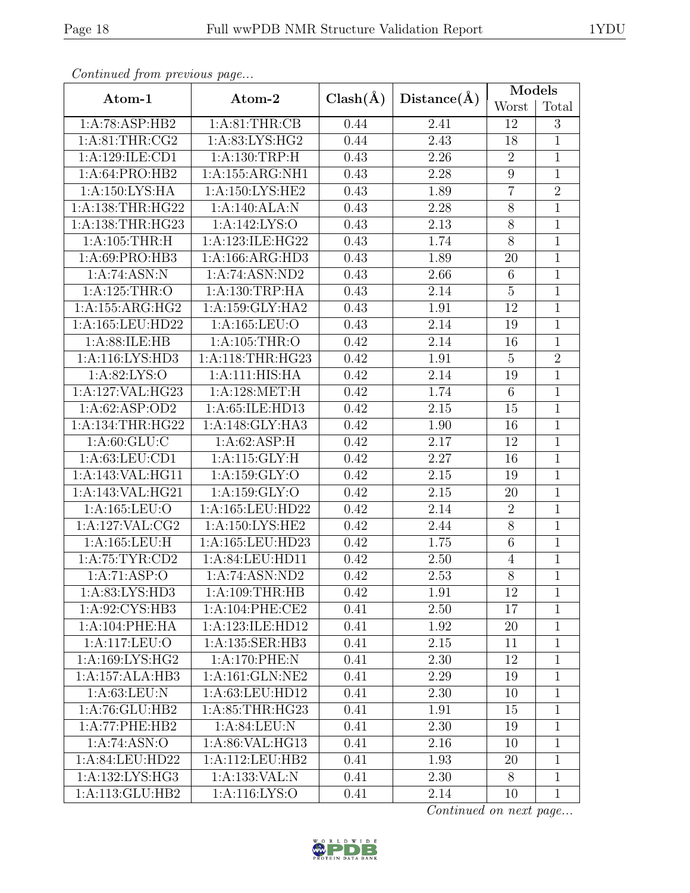*Continued from previous page...*

| Atom-1 | Atom-2 | Clash(Å) | Distance(Å) | Models | |
|---|---|---|---|---|---|
| | | | | Worst | Total |
| 1:A:78:ASP:HB2 | 1:A:81:THR:CB | 0.44 | 2.41 | 12 | 3 |
| 1:A:81:THR:CG2 | 1:A:83:LYS:HG2 | 0.44 | 2.43 | 18 | 1 |
| 1:A:129:ILE:CD1 | 1:A:130:TRP:H | 0.43 | 2.26 | 2 | 1 |
| 1:A:64:PRO:HB2 | 1:A:155:ARG:NH1 | 0.43 | 2.28 | 9 | 1 |
| 1:A:150:LYS:HA | 1:A:150:LYS:HE2 | 0.43 | 1.89 | 7 | 2 |
| 1:A:138:THR:HG22 | 1:A:140:ALA:N | 0.43 | 2.28 | 8 | 1 |
| 1:A:138:THR:HG23 | 1:A:142:LYS:O | 0.43 | 2.13 | 8 | 1 |
| 1:A:105:THR:H | 1:A:123:ILE:HG22 | 0.43 | 1.74 | 8 | 1 |
| 1:A:69:PRO:HB3 | 1:A:166:ARG:HD3 | 0.43 | 1.89 | 20 | 1 |
| 1:A:74:ASN:N | 1:A:74:ASN:ND2 | 0.43 | 2.66 | 6 | 1 |
| 1:A:125:THR:O | 1:A:130:TRP:HA | 0.43 | 2.14 | 5 | 1 |
| 1:A:155:ARG:HG2 | 1:A:159:GLY:HA2 | 0.43 | 1.91 | 12 | 1 |
| 1:A:165:LEU:HD22 | 1:A:165:LEU:O | 0.43 | 2.14 | 19 | 1 |
| 1:A:88:ILE:HB | 1:A:105:THR:O | 0.42 | 2.14 | 16 | 1 |
| 1:A:116:LYS:HD3 | 1:A:118:THR:HG23 | 0.42 | 1.91 | 5 | 2 |
| 1:A:82:LYS:O | 1:A:111:HIS:HA | 0.42 | 2.14 | 19 | 1 |
| 1:A:127:VAL:HG23 | 1:A:128:MET:H | 0.42 | 1.74 | 6 | 1 |
| 1:A:62:ASP:OD2 | 1:A:65:ILE:HD13 | 0.42 | 2.15 | 15 | 1 |
| 1:A:134:THR:HG22 | 1:A:148:GLY:HA3 | 0.42 | 1.90 | 16 | 1 |
| 1:A:60:GLU:C | 1:A:62:ASP:H | 0.42 | 2.17 | 12 | 1 |
| 1:A:63:LEU:CD1 | 1:A:115:GLY:H | 0.42 | 2.27 | 16 | 1 |
| 1:A:143:VAL:HG11 | 1:A:159:GLY:O | 0.42 | 2.15 | 19 | 1 |
| 1:A:143:VAL:HG21 | 1:A:159:GLY:O | 0.42 | 2.15 | 20 | 1 |
| 1:A:165:LEU:O | 1:A:165:LEU:HD22 | 0.42 | 2.14 | 2 | 1 |
| 1:A:127:VAL:CG2 | 1:A:150:LYS:HE2 | 0.42 | 2.44 | 8 | 1 |
| 1:A:165:LEU:H | 1:A:165:LEU:HD23 | 0.42 | 1.75 | 6 | 1 |
| 1:A:75:TYR:CD2 | 1:A:84:LEU:HD11 | 0.42 | 2.50 | 4 | 1 |
| 1:A:71:ASP:O | 1:A:74:ASN:ND2 | 0.42 | 2.53 | 8 | 1 |
| 1:A:83:LYS:HD3 | 1:A:109:THR:HB | 0.42 | 1.91 | 12 | 1 |
| 1:A:92:CYS:HB3 | 1:A:104:PHE:CE2 | 0.41 | 2.50 | 17 | 1 |
| 1:A:104:PHE:HA | 1:A:123:ILE:HD12 | 0.41 | 1.92 | 20 | 1 |
| 1:A:117:LEU:O | 1:A:135:SER:HB3 | 0.41 | 2.15 | 11 | 1 |
| 1:A:169:LYS:HG2 | 1:A:170:PHE:N | 0.41 | 2.30 | 12 | 1 |
| 1:A:157:ALA:HB3 | 1:A:161:GLN:NE2 | 0.41 | 2.29 | 19 | 1 |
| 1:A:63:LEU:N | 1:A:63:LEU:HD12 | 0.41 | 2.30 | 10 | 1 |
| 1:A:76:GLU:HB2 | 1:A:85:THR:HG23 | 0.41 | 1.91 | 15 | 1 |
| 1:A:77:PHE:HB2 | 1:A:84:LEU:N | 0.41 | 2.30 | 19 | 1 |
| 1:A:74:ASN:O | 1:A:86:VAL:HG13 | 0.41 | 2.16 | 10 | 1 |
| 1:A:84:LEU:HD22 | 1:A:112:LEU:HB2 | 0.41 | 1.93 | 20 | 1 |
| 1:A:132:LYS:HG3 | 1:A:133:VAL:N | 0.41 | 2.30 | 8 | 1 |
| 1:A:113:GLU:HB2 | 1:A:116:LYS:O | 0.41 | 2.14 | 10 | 1 |

*Continued on next page...*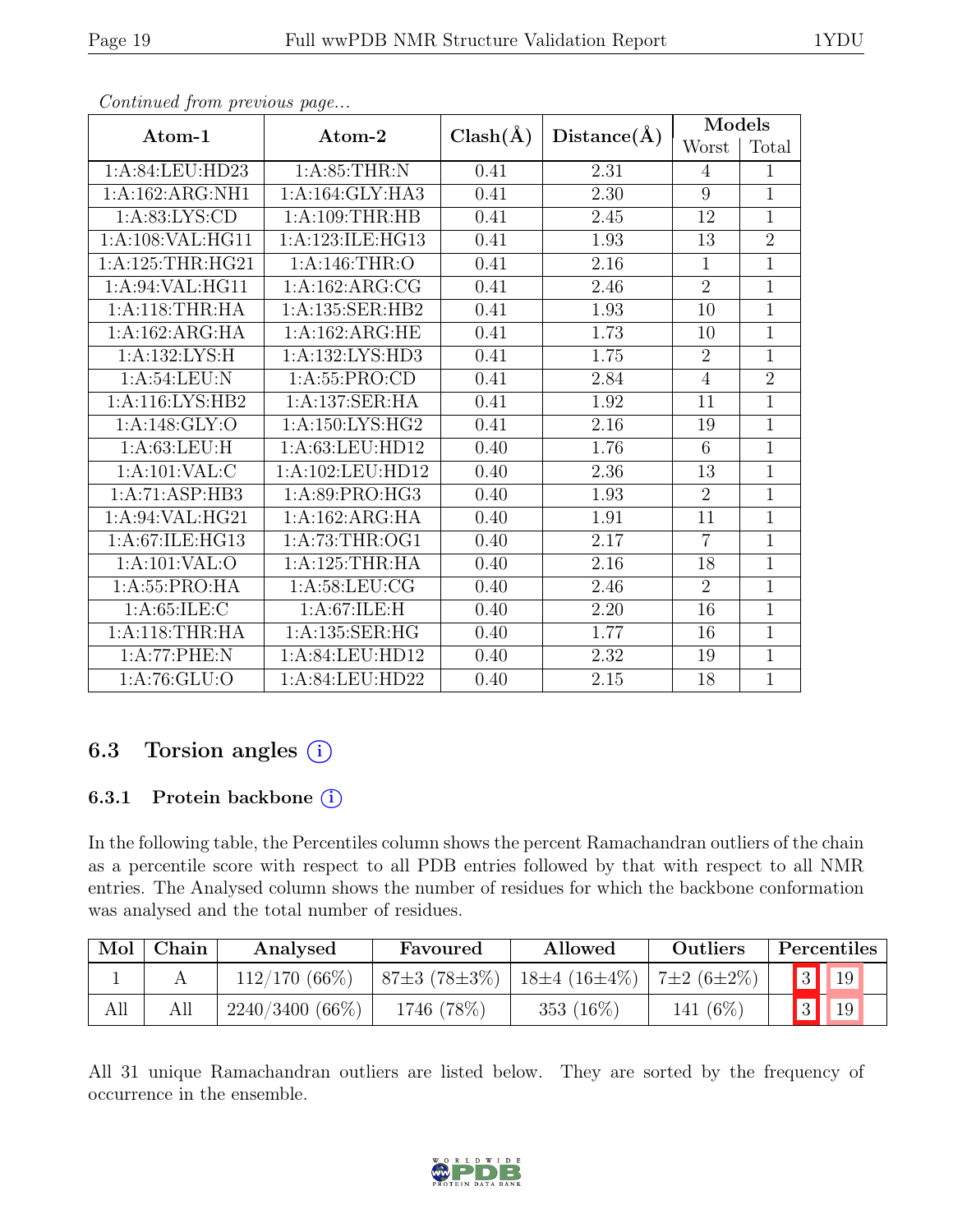*Continued from previous page...*

| Atom-1 | Atom-2 | Clash(Å) | Distance(Å) | Models | |
|---|---|---|---|---|---|
| | | | | Worst | Total |
| 1:A:84:LEU:HD23 | 1:A:85:THR:N | 0.41 | 2.31 | 4 | 1 |
| 1:A:162:ARG:NH1 | 1:A:164:GLY:HA3 | 0.41 | 2.30 | 9 | 1 |
| 1:A:83:LYS:CD | 1:A:109:THR:HB | 0.41 | 2.45 | 12 | 1 |
| 1:A:108:VAL:HG11 | 1:A:123:ILE:HG13 | 0.41 | 1.93 | 13 | 2 |
| 1:A:125:THR:HG21 | 1:A:146:THR:O | 0.41 | 2.16 | 1 | 1 |
| 1:A:94:VAL:HG11 | 1:A:162:ARG:CG | 0.41 | 2.46 | 2 | 1 |
| 1:A:118:THR:HA | 1:A:135:SER:HB2 | 0.41 | 1.93 | 10 | 1 |
| 1:A:162:ARG:HA | 1:A:162:ARG:HE | 0.41 | 1.73 | 10 | 1 |
| 1:A:132:LYS:H | 1:A:132:LYS:HD3 | 0.41 | 1.75 | 2 | 1 |
| 1:A:54:LEU:N | 1:A:55:PRO:CD | 0.41 | 2.84 | 4 | 2 |
| 1:A:116:LYS:HB2 | 1:A:137:SER:HA | 0.41 | 1.92 | 11 | 1 |
| 1:A:148:GLY:O | 1:A:150:LYS:HG2 | 0.41 | 2.16 | 19 | 1 |
| 1:A:63:LEU:H | 1:A:63:LEU:HD12 | 0.40 | 1.76 | 6 | 1 |
| 1:A:101:VAL:C | 1:A:102:LEU:HD12 | 0.40 | 2.36 | 13 | 1 |
| 1:A:71:ASP:HB3 | 1:A:89:PRO:HG3 | 0.40 | 1.93 | 2 | 1 |
| 1:A:94:VAL:HG21 | 1:A:162:ARG:HA | 0.40 | 1.91 | 11 | 1 |
| 1:A:67:ILE:HG13 | 1:A:73:THR:OG1 | 0.40 | 2.17 | 7 | 1 |
| 1:A:101:VAL:O | 1:A:125:THR:HA | 0.40 | 2.16 | 18 | 1 |
| 1:A:55:PRO:HA | 1:A:58:LEU:CG | 0.40 | 2.46 | 2 | 1 |
| 1:A:65:ILE:C | 1:A:67:ILE:H | 0.40 | 2.20 | 16 | 1 |
| 1:A:118:THR:HA | 1:A:135:SER:HG | 0.40 | 1.77 | 16 | 1 |
| 1:A:77:PHE:N | 1:A:84:LEU:HD12 | 0.40 | 2.32 | 19 | 1 |
| 1:A:76:GLU:O | 1:A:84:LEU:HD22 | 0.40 | 2.15 | 18 | 1 |

## 6.3 Torsion angles (i)

### 6.3.1 Protein backbone (i)

In the following table, the Percentiles column shows the percent Ramachandran outliers of the chain as a percentile score with respect to all PDB entries followed by that with respect to all NMR entries. The Analysed column shows the number of residues for which the backbone conformation was analysed and the total number of residues.

| Mol | Chain | Analysed | Favoured | Allowed | Outliers | Percentiles | |
|---|---|---|---|---|---|---|---|
| 1 | A | 112/170 (66%) | 87±3 (78±3%) | 18±4 (16±4%) | 7±2 (6±2%) | 3 | 19 |
| All | All | 2240/3400 (66%) | 1746 (78%) | 353 (16%) | 141 (6%) | 3 | 19 |

All 31 unique Ramachandran outliers are listed below. They are sorted by the frequency of occurrence in the ensemble.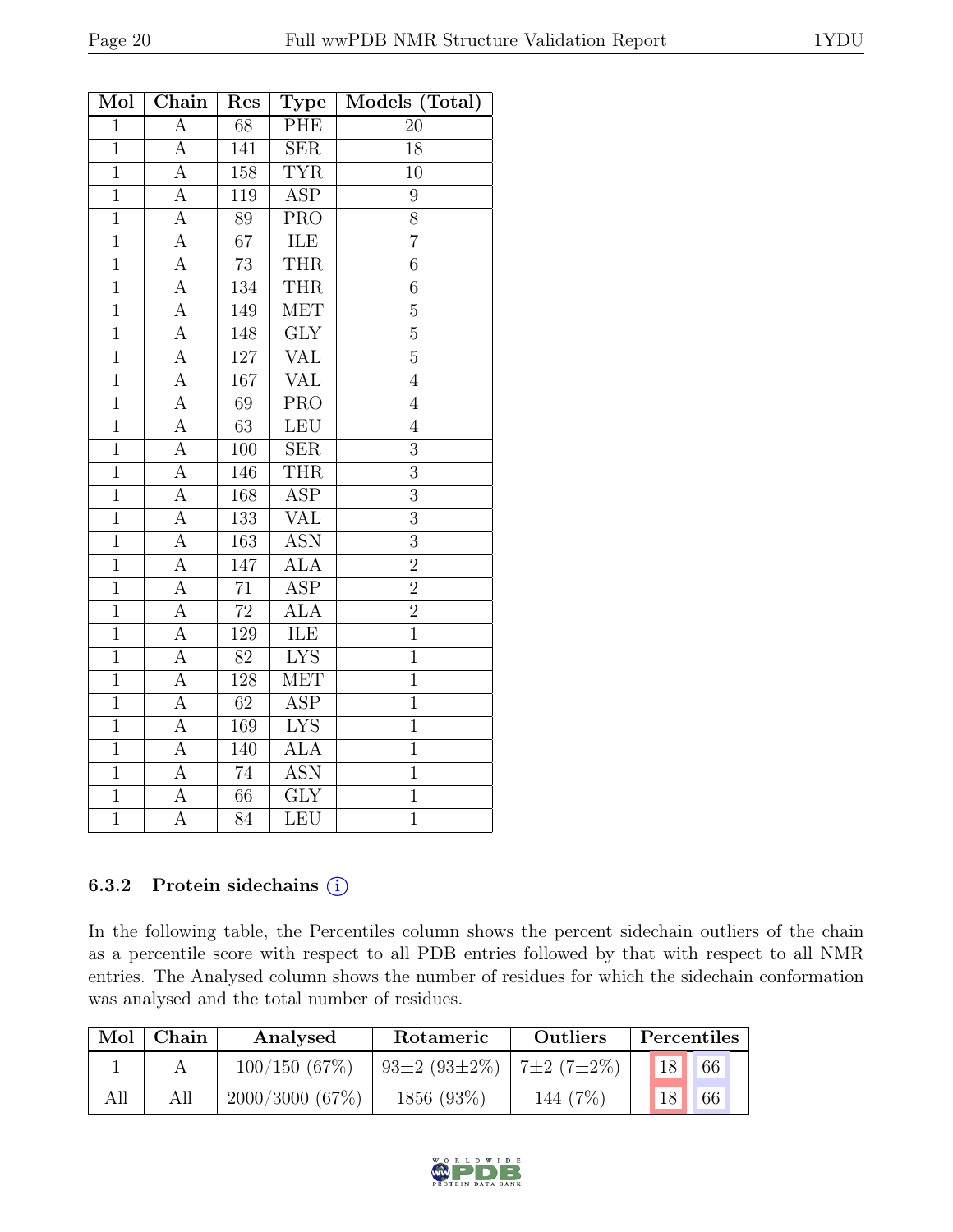| Mol | Chain | Res | Type | Models (Total) |
|---|---|---|---|---|
| 1 | A | 68 | PHE | 20 |
| 1 | A | 141 | SER | 18 |
| 1 | A | 158 | TYR | 10 |
| 1 | A | 119 | ASP | 9 |
| 1 | A | 89 | PRO | 8 |
| 1 | A | 67 | ILE | 7 |
| 1 | A | 73 | THR | 6 |
| 1 | A | 134 | THR | 6 |
| 1 | A | 149 | MET | 5 |
| 1 | A | 148 | GLY | 5 |
| 1 | A | 127 | VAL | 5 |
| 1 | A | 167 | VAL | 4 |
| 1 | A | 69 | PRO | 4 |
| 1 | A | 63 | LEU | 4 |
| 1 | A | 100 | SER | 3 |
| 1 | A | 146 | THR | 3 |
| 1 | A | 168 | ASP | 3 |
| 1 | A | 133 | VAL | 3 |
| 1 | A | 163 | ASN | 3 |
| 1 | A | 147 | ALA | 2 |
| 1 | A | 71 | ASP | 2 |
| 1 | A | 72 | ALA | 2 |
| 1 | A | 129 | ILE | 1 |
| 1 | A | 82 | LYS | 1 |
| 1 | A | 128 | MET | 1 |
| 1 | A | 62 | ASP | 1 |
| 1 | A | 169 | LYS | 1 |
| 1 | A | 140 | ALA | 1 |
| 1 | A | 74 | ASN | 1 |
| 1 | A | 66 | GLY | 1 |
| 1 | A | 84 | LEU | 1 |

### 6.3.2 Protein sidechains

In the following table, the Percentiles column shows the percent sidechain outliers of the chain as a percentile score with respect to all PDB entries followed by that with respect to all NMR entries. The Analysed column shows the number of residues for which the sidechain conformation was analysed and the total number of residues.

| Mol | Chain | Analysed | Rotameric | Outliers | Percentiles | |
|---|---|---|---|---|---|---|
| 1 | A | 100/150 (67%) | 93±2 (93±2%) | 7±2 (7±2%) | 18 | 66 |
| All | All | 2000/3000 (67%) | 1856 (93%) | 144 (7%) | 18 | 66 |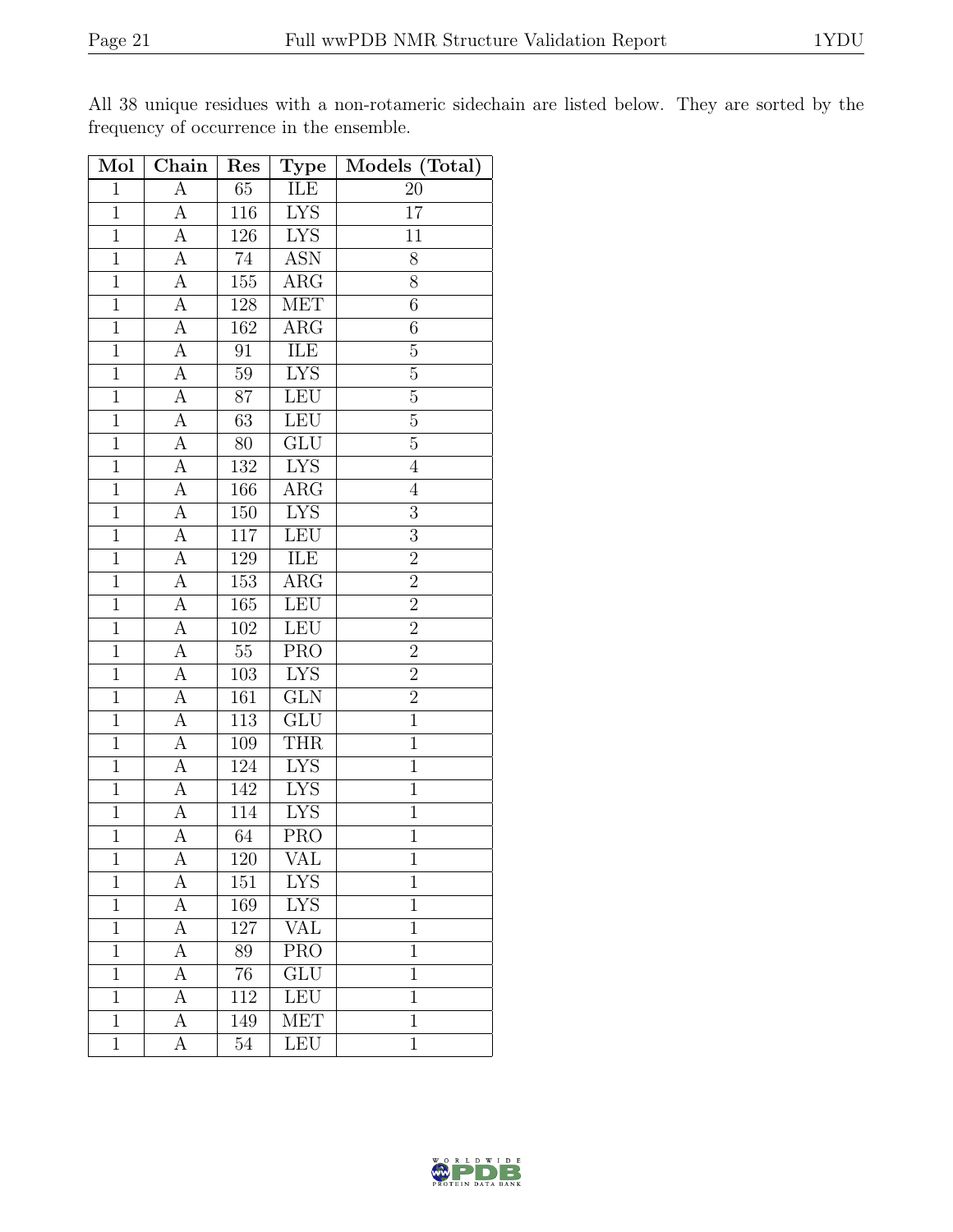All 38 unique residues with a non-rotameric sidechain are listed below. They are sorted by the frequency of occurrence in the ensemble.

| Mol | Chain | Res | Type | Models (Total) |
|---|---|---|---|---|
| 1 | A | 65 | ILE | 20 |
| 1 | A | 116 | LYS | 17 |
| 1 | A | 126 | LYS | 11 |
| 1 | A | 74 | ASN | 8 |
| 1 | A | 155 | ARG | 8 |
| 1 | A | 128 | MET | 6 |
| 1 | A | 162 | ARG | 6 |
| 1 | A | 91 | ILE | 5 |
| 1 | A | 59 | LYS | 5 |
| 1 | A | 87 | LEU | 5 |
| 1 | A | 63 | LEU | 5 |
| 1 | A | 80 | GLU | 5 |
| 1 | A | 132 | LYS | 4 |
| 1 | A | 166 | ARG | 4 |
| 1 | A | 150 | LYS | 3 |
| 1 | A | 117 | LEU | 3 |
| 1 | A | 129 | ILE | 2 |
| 1 | A | 153 | ARG | 2 |
| 1 | A | 165 | LEU | 2 |
| 1 | A | 102 | LEU | 2 |
| 1 | A | 55 | PRO | 2 |
| 1 | A | 103 | LYS | 2 |
| 1 | A | 161 | GLN | 2 |
| 1 | A | 113 | GLU | 1 |
| 1 | A | 109 | THR | 1 |
| 1 | A | 124 | LYS | 1 |
| 1 | A | 142 | LYS | 1 |
| 1 | A | 114 | LYS | 1 |
| 1 | A | 64 | PRO | 1 |
| 1 | A | 120 | VAL | 1 |
| 1 | A | 151 | LYS | 1 |
| 1 | A | 169 | LYS | 1 |
| 1 | A | 127 | VAL | 1 |
| 1 | A | 89 | PRO | 1 |
| 1 | A | 76 | GLU | 1 |
| 1 | A | 112 | LEU | 1 |
| 1 | A | 149 | MET | 1 |
| 1 | A | 54 | LEU | 1 |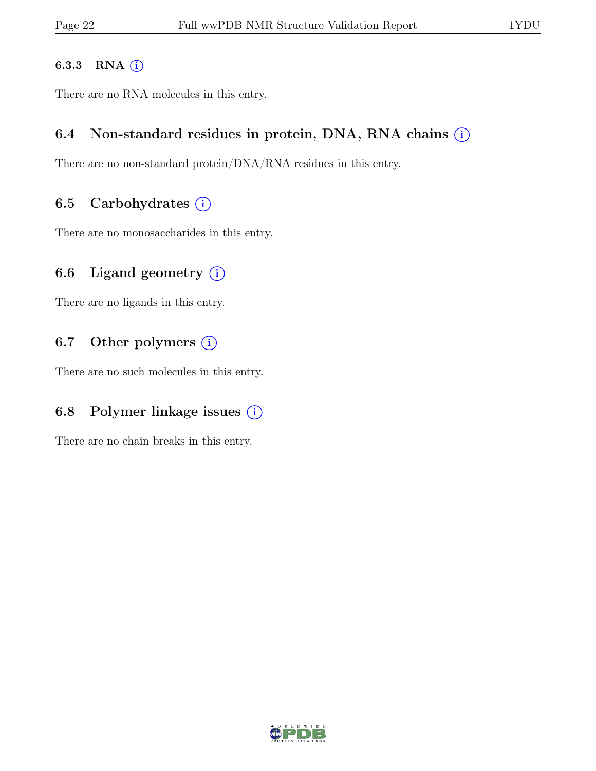#### 6.3.3 RNA (i)

There are no RNA molecules in this entry.

### 6.4 Non-standard residues in protein, DNA, RNA chains (i)

There are no non-standard protein/DNA/RNA residues in this entry.

### 6.5 Carbohydrates (i)

There are no monosaccharides in this entry.

### 6.6 Ligand geometry (i)

There are no ligands in this entry.

### 6.7 Other polymers (i)

There are no such molecules in this entry.

### 6.8 Polymer linkage issues (i)

There are no chain breaks in this entry.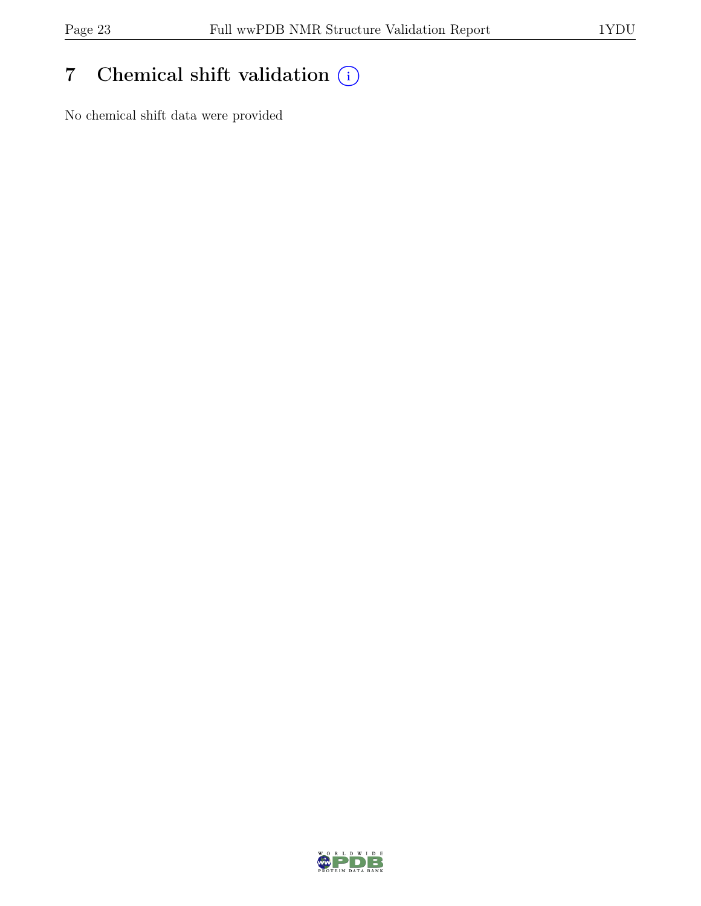# 7 Chemical shift validation

No chemical shift data were provided